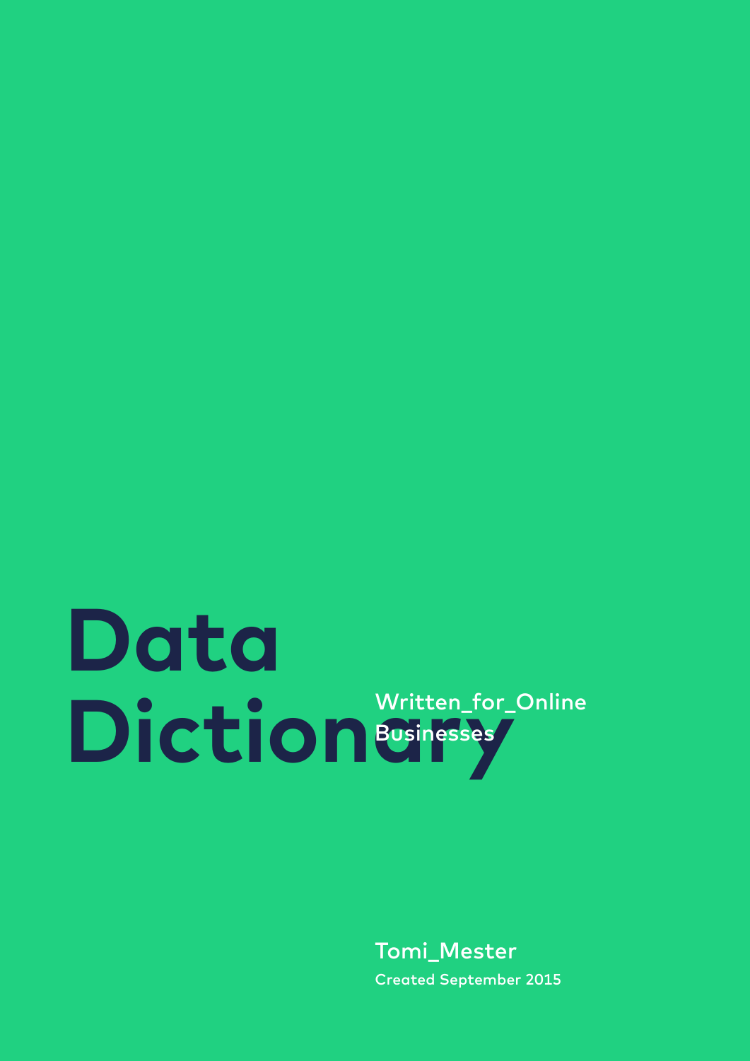# Data Dictionary

Written_for_Online Businesses

Tomi_Mester

Created September 2015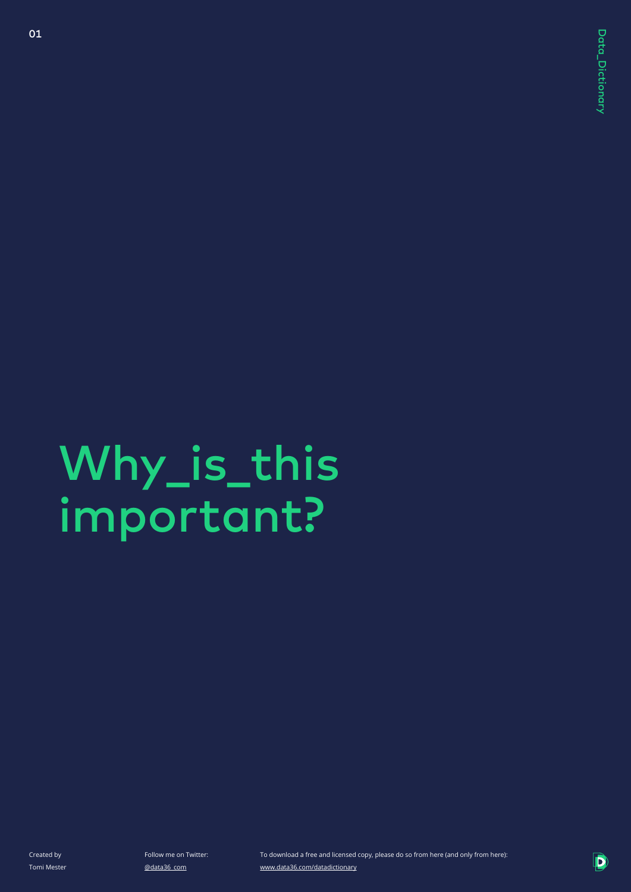# Why_is_this important?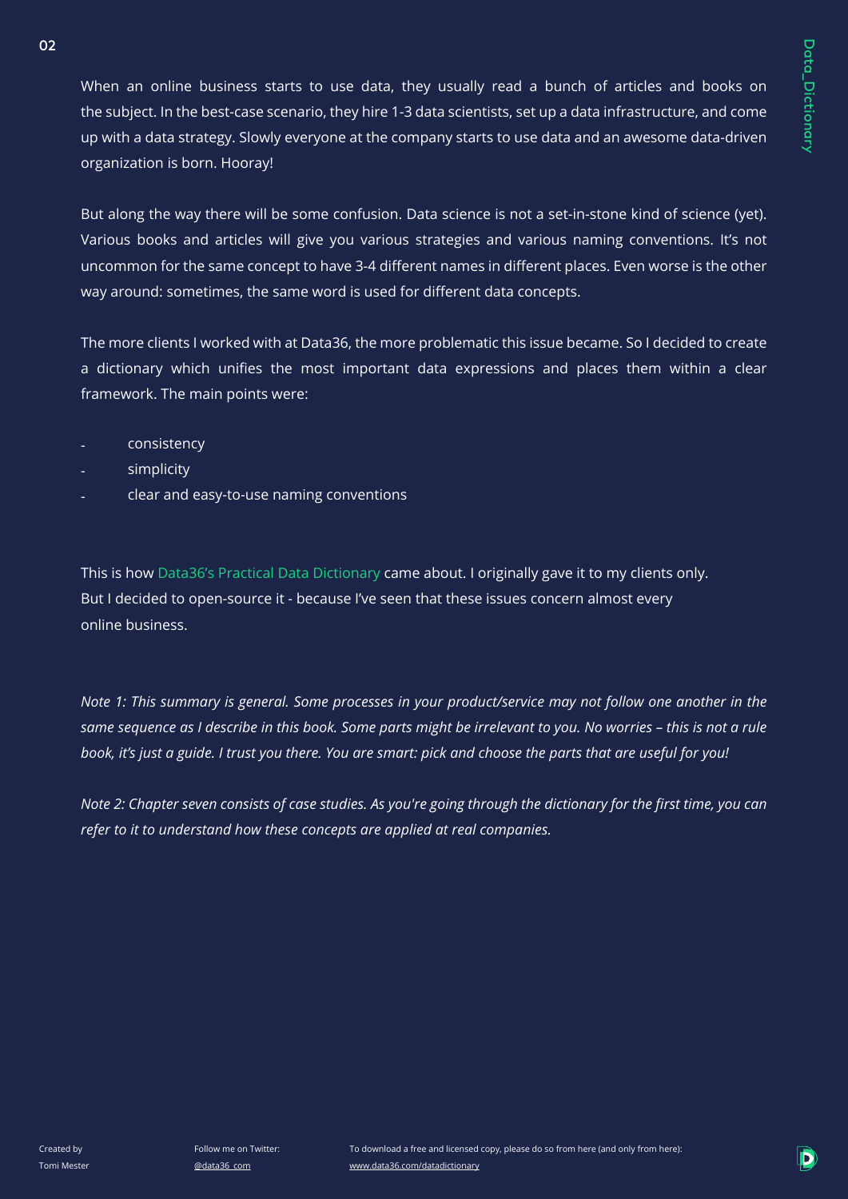When an online business starts to use data, they usually read a bunch of articles and books on the subject. In the best-case scenario, they hire 1-3 data scientists, set up a data infrastructure, and come up with a data strategy. Slowly everyone at the company starts to use data and an awesome data-driven organization is born. Hooray!

But along the way there will be some confusion. Data science is not a set-in-stone kind of science (yet). Various books and articles will give you various strategies and various naming conventions. It's not uncommon for the same concept to have 3-4 different names in different places. Even worse is the other way around: sometimes, the same word is used for different data concepts.

The more clients I worked with at Data36, the more problematic this issue became. So I decided to create a dictionary which unifies the most important data expressions and places them within a clear framework. The main points were:

- consistency
- simplicity
- clear and easy-to-use naming conventions

This is how Data36's Practical Data Dictionary came about. I originally gave it to my clients only. But I decided to open-source it - because I've seen that these issues concern almost every online business.

*Note 1: This summary is general. Some processes in your product/service may not follow one another in the same sequence as I describe in this book. Some parts might be irrelevant to you. No worries – this is not a rule book, it's just a guide. I trust you there. You are smart: pick and choose the parts that are useful for you!*

*Note 2: Chapter seven consists of case studies. As you're going through the dictionary for the first time, you can refer to it to understand how these concepts are applied at real companies.*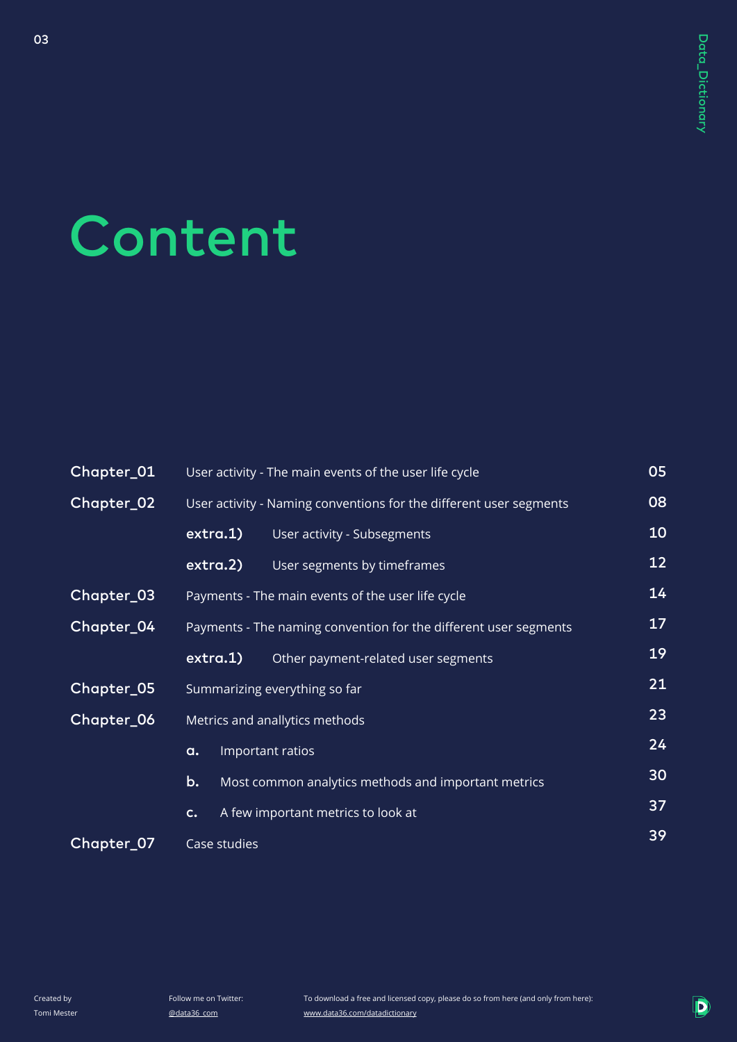# Content

| | | |
|---|---|---|
| Chapter_01 | User activity - The main events of the user life cycle | 05 |
| Chapter_02 | User activity - Naming conventions for the different user segments | 08 |
| | **extra.1)** User activity - Subsegments | 10 |
| | **extra.2)** User segments by timeframes | 12 |
| Chapter_03 | Payments - The main events of the user life cycle | 14 |
| Chapter_04 | Payments - The naming convention for the different user segments | 17 |
| | **extra.1)** Other payment-related user segments | 19 |
| Chapter_05 | Summarizing everything so far | 21 |
| Chapter_06 | Metrics and anallytics methods | 23 |
| | **a.** Important ratios | 24 |
| | **b.** Most common analytics methods and important metrics | 30 |
| | **c.** A few important metrics to look at | 37 |
| Chapter_07 | Case studies | 39 |

Created by Tomi Mester

Follow me on Twitter: @data36_com

To download a free and licensed copy, please do so from here (and only from here): www.data36.com/datadictionary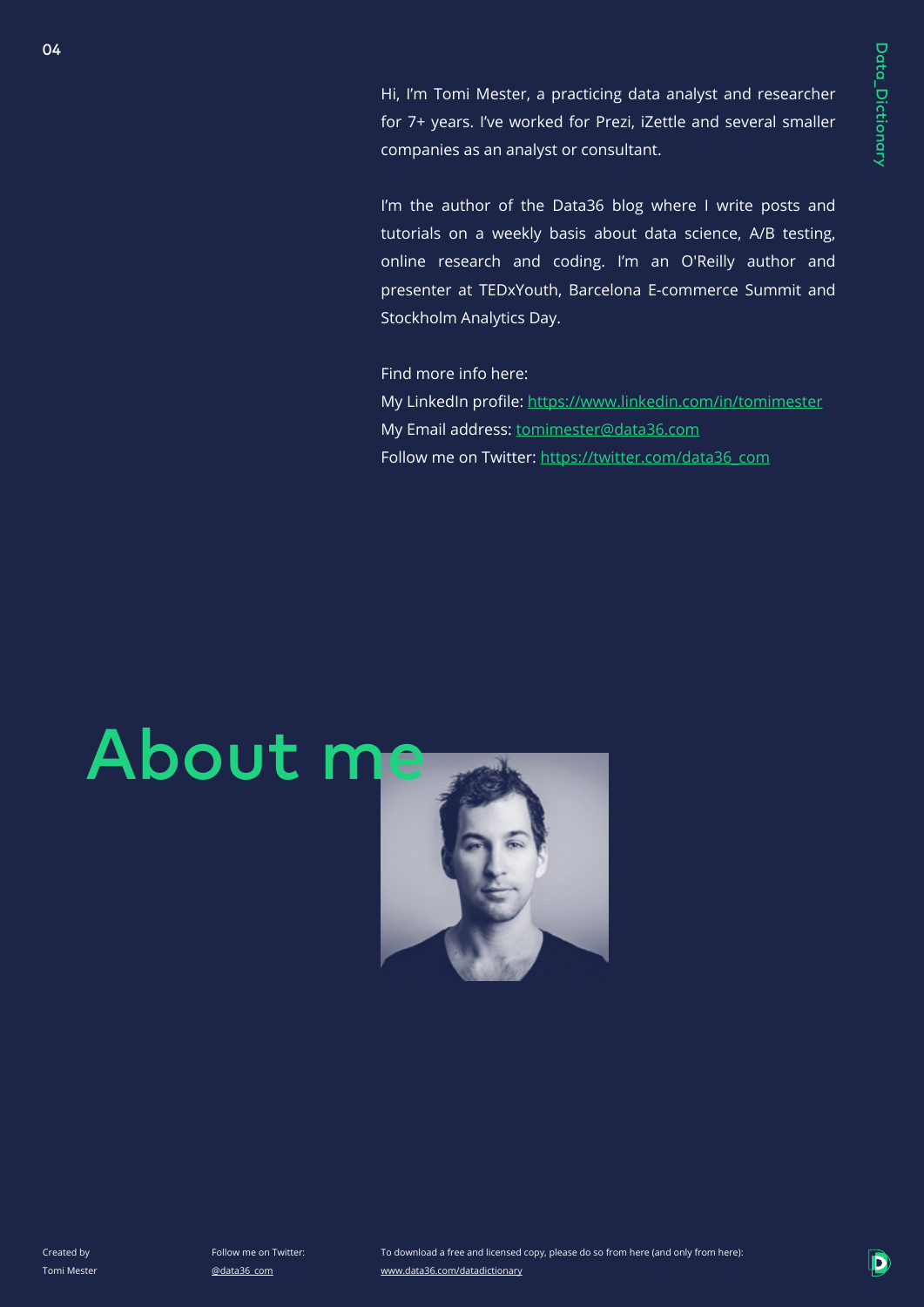# About me

Hi, I'm Tomi Mester, a practicing data analyst and researcher for 7+ years. I've worked for Prezi, iZettle and several smaller companies as an analyst or consultant.

I'm the author of the Data36 blog where I write posts and tutorials on a weekly basis about data science, A/B testing, online research and coding. I'm an O'Reilly author and presenter at TEDxYouth, Barcelona E-commerce Summit and Stockholm Analytics Day.

Find more info here:
My LinkedIn profile: https://www.linkedin.com/in/tomimester
My Email address: tomimester@data36.com
Follow me on Twitter: https://twitter.com/data36_com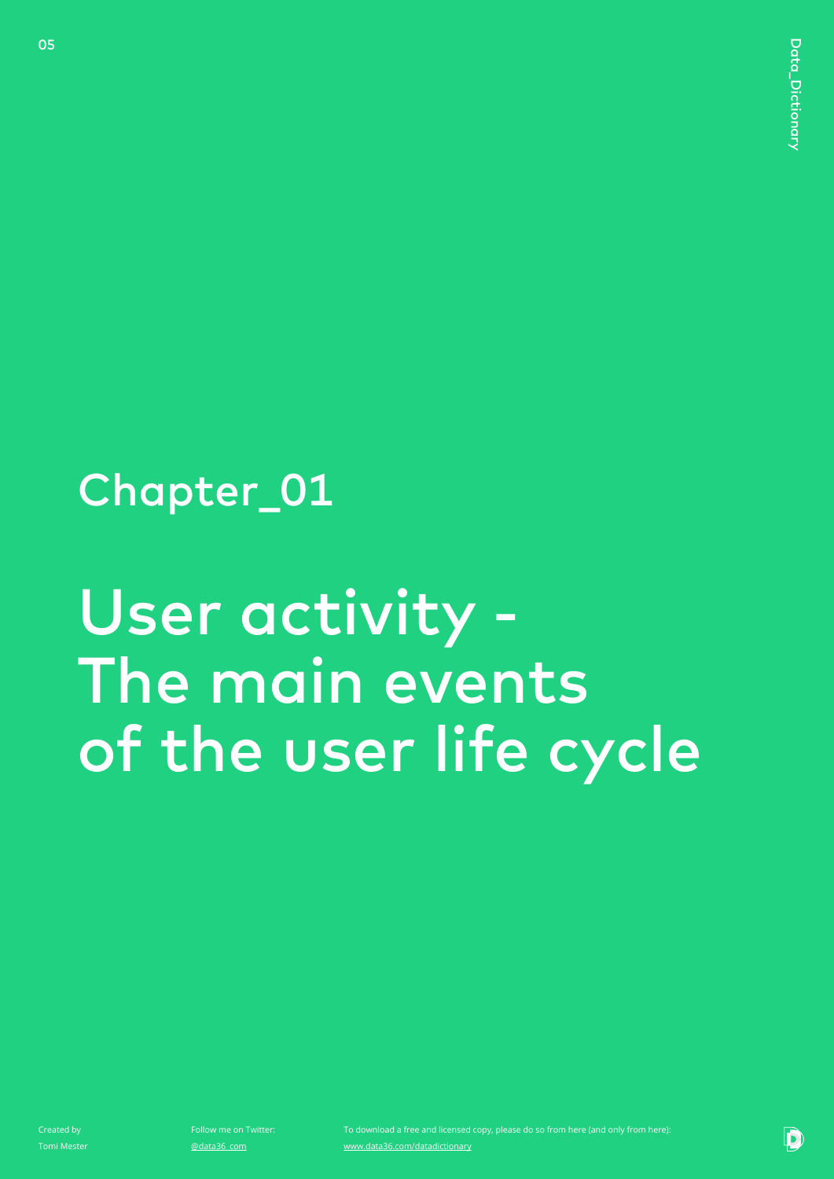## Chapter_01

# User activity - The main events of the user life cycle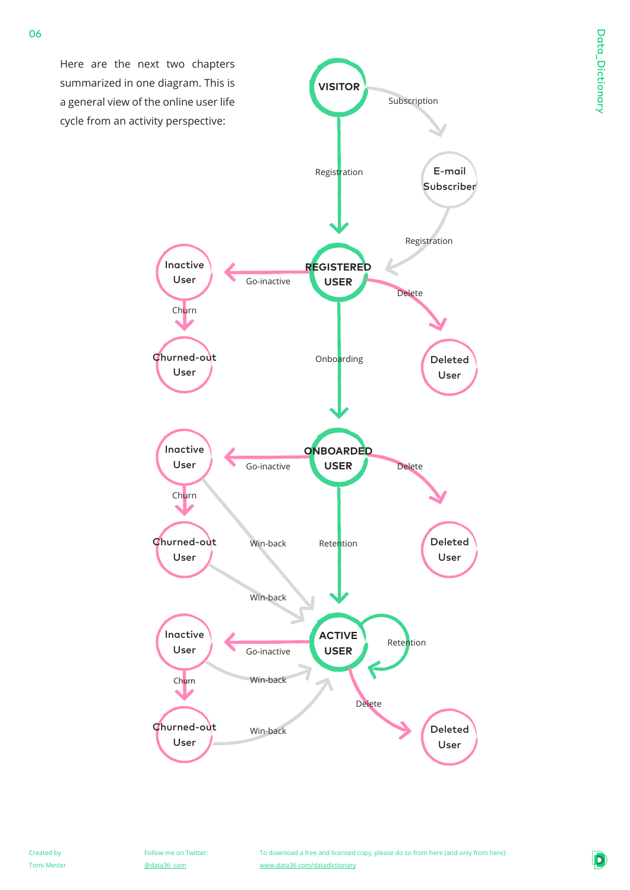Here are the next two chapters summarized in one diagram. This is a general view of the online user life cycle from an activity perspective:

- VISITOR → Subscription → E-mail Subscriber
- VISITOR → Registration → REGISTERED USER
- E-mail Subscriber → Registration → REGISTERED USER
- REGISTERED USER → Go-inactive → Inactive User → Churn → Churned-out User
- REGISTERED USER → Delete → Deleted User
- REGISTERED USER → Onboarding → ONBOARDED USER
- ONBOARDED USER → Go-inactive → Inactive User → Churn → Churned-out User
- ONBOARDED USER → Delete → Deleted User
- ONBOARDED USER → Retention → ACTIVE USER
- Inactive User → Win-back → ACTIVE USER
- Churned-out User → Win-back → ACTIVE USER
- ACTIVE USER → Retention → ACTIVE USER
- ACTIVE USER → Go-inactive → Inactive User → Churn → Churned-out User
- ACTIVE USER → Delete → Deleted User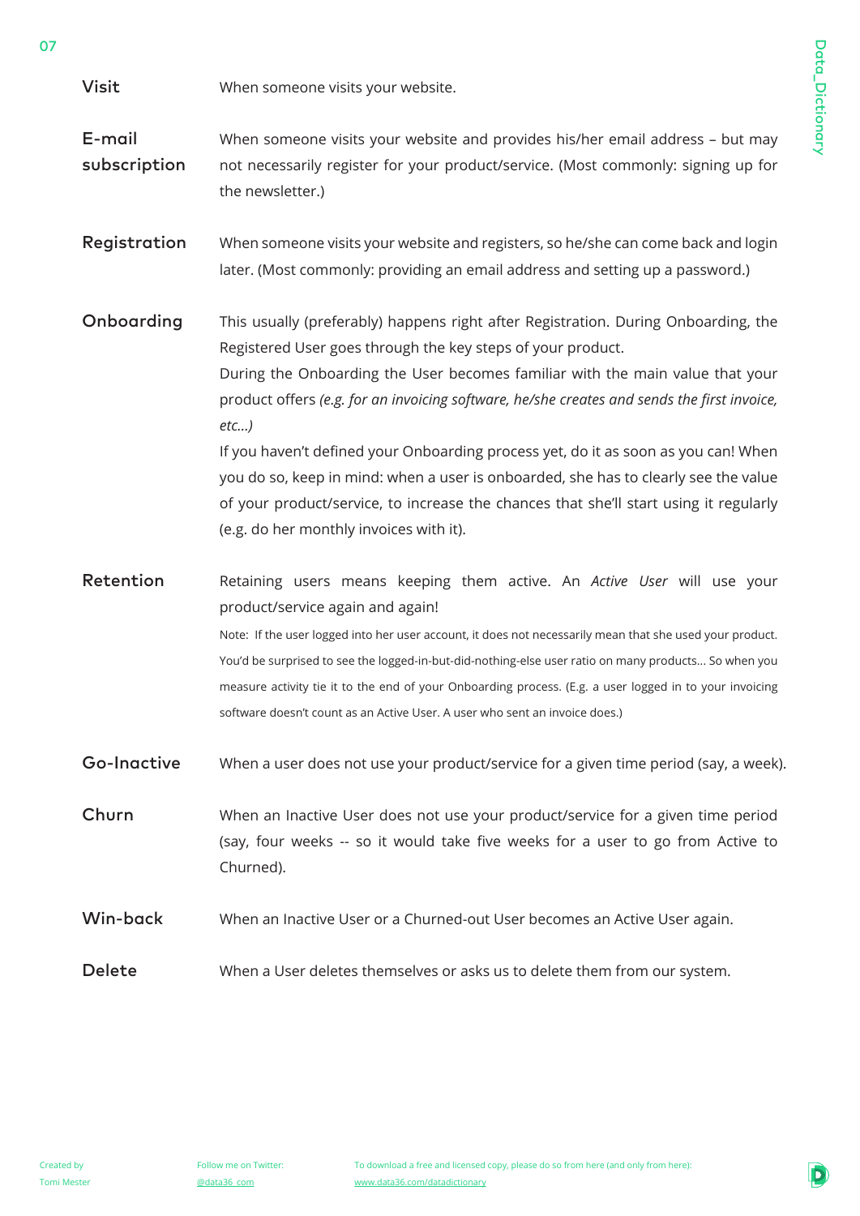**Visit**

When someone visits your website.

**E-mail subscription**

When someone visits your website and provides his/her email address – but may not necessarily register for your product/service. (Most commonly: signing up for the newsletter.)

**Registration**

When someone visits your website and registers, so he/she can come back and login later. (Most commonly: providing an email address and setting up a password.)

**Onboarding**

This usually (preferably) happens right after Registration. During Onboarding, the Registered User goes through the key steps of your product.
During the Onboarding the User becomes familiar with the main value that your product offers *(e.g. for an invoicing software, he/she creates and sends the first invoice, etc...)*
If you haven't defined your Onboarding process yet, do it as soon as you can! When you do so, keep in mind: when a user is onboarded, she has to clearly see the value of your product/service, to increase the chances that she'll start using it regularly (e.g. do her monthly invoices with it).

**Retention**

Retaining users means keeping them active. An *Active User* will use your product/service again and again!
Note: If the user logged into her user account, it does not necessarily mean that she used your product. You'd be surprised to see the logged-in-but-did-nothing-else user ratio on many products... So when you measure activity tie it to the end of your Onboarding process. (E.g. a user logged in to your invoicing software doesn't count as an Active User. A user who sent an invoice does.)

**Go-Inactive**

When a user does not use your product/service for a given time period (say, a week).

**Churn**

When an Inactive User does not use your product/service for a given time period (say, four weeks -- so it would take five weeks for a user to go from Active to Churned).

**Win-back**

When an Inactive User or a Churned-out User becomes an Active User again.

**Delete**

When a User deletes themselves or asks us to delete them from our system.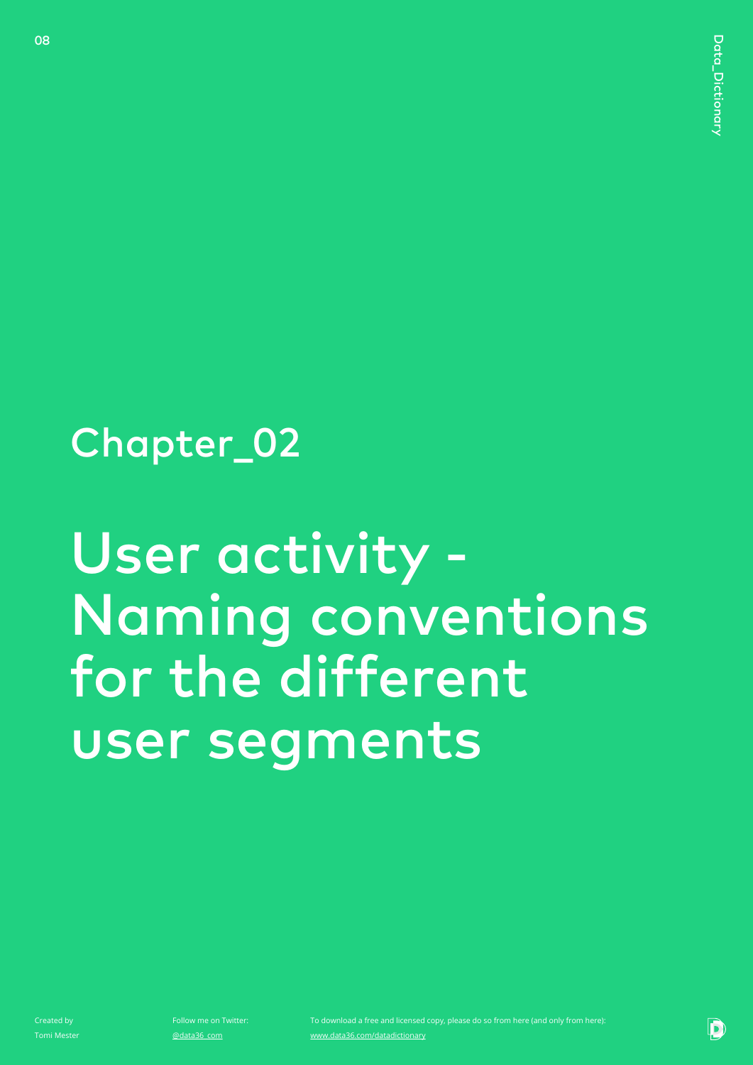# Chapter_02

# User activity - Naming conventions for the different user segments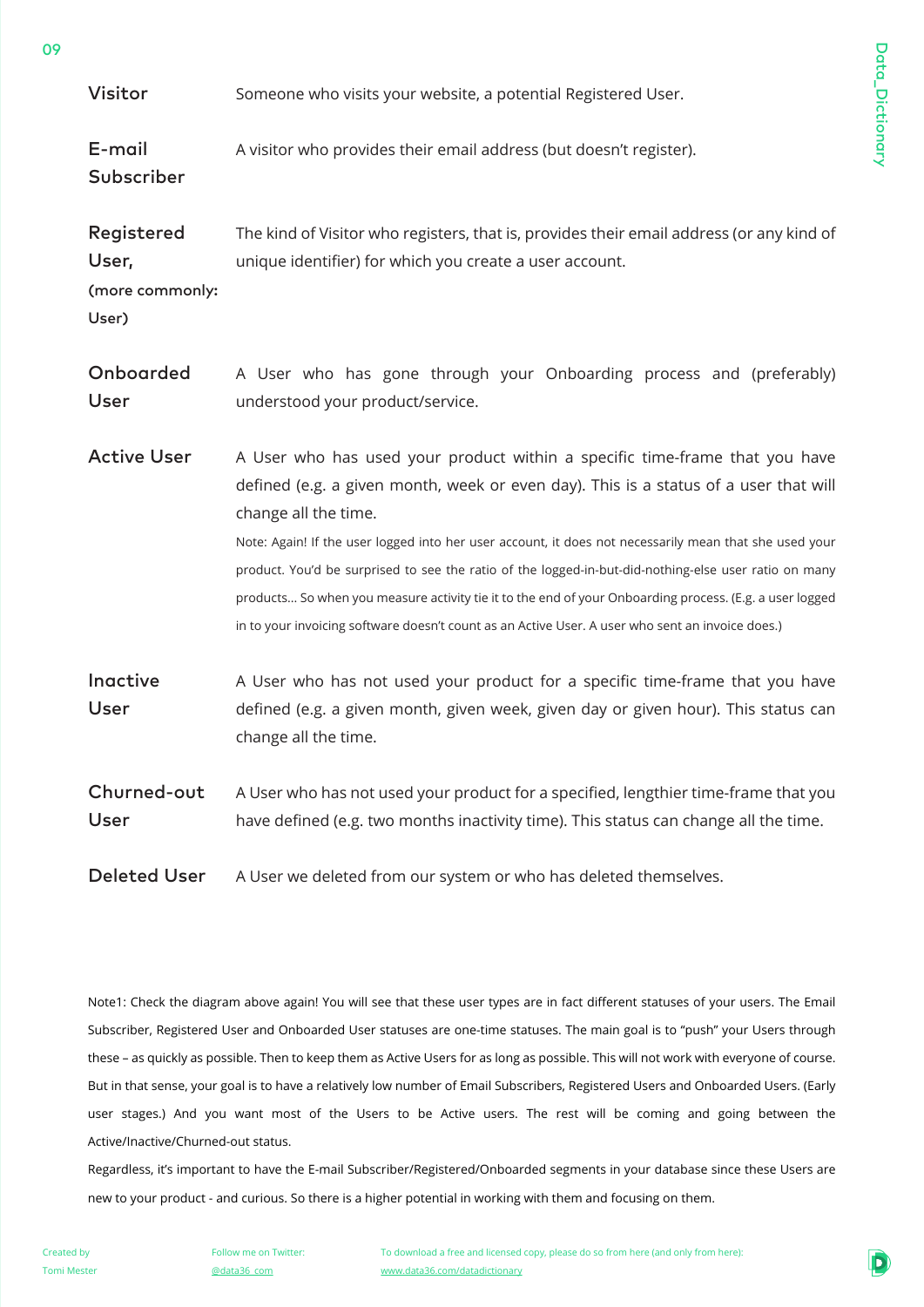**Visitor**
Someone who visits your website, a potential Registered User.

**E-mail Subscriber**
A visitor who provides their email address (but doesn't register).

**Registered User, (more commonly: User)**
The kind of Visitor who registers, that is, provides their email address (or any kind of unique identifier) for which you create a user account.

**Onboarded User**
A User who has gone through your Onboarding process and (preferably) understood your product/service.

**Active User**
A User who has used your product within a specific time-frame that you have defined (e.g. a given month, week or even day). This is a status of a user that will change all the time.

Note: Again! If the user logged into her user account, it does not necessarily mean that she used your product. You'd be surprised to see the ratio of the logged-in-but-did-nothing-else user ratio on many products... So when you measure activity tie it to the end of your Onboarding process. (E.g. a user logged in to your invoicing software doesn't count as an Active User. A user who sent an invoice does.)

**Inactive User**
A User who has not used your product for a specific time-frame that you have defined (e.g. a given month, given week, given day or given hour). This status can change all the time.

**Churned-out User**
A User who has not used your product for a specified, lengthier time-frame that you have defined (e.g. two months inactivity time). This status can change all the time.

**Deleted User**
A User we deleted from our system or who has deleted themselves.

Note1: Check the diagram above again! You will see that these user types are in fact different statuses of your users. The Email Subscriber, Registered User and Onboarded User statuses are one-time statuses. The main goal is to "push" your Users through these – as quickly as possible. Then to keep them as Active Users for as long as possible. This will not work with everyone of course. But in that sense, your goal is to have a relatively low number of Email Subscribers, Registered Users and Onboarded Users. (Early user stages.) And you want most of the Users to be Active users. The rest will be coming and going between the Active/Inactive/Churned-out status.

Regardless, it's important to have the E-mail Subscriber/Registered/Onboarded segments in your database since these Users are new to your product - and curious. So there is a higher potential in working with them and focusing on them.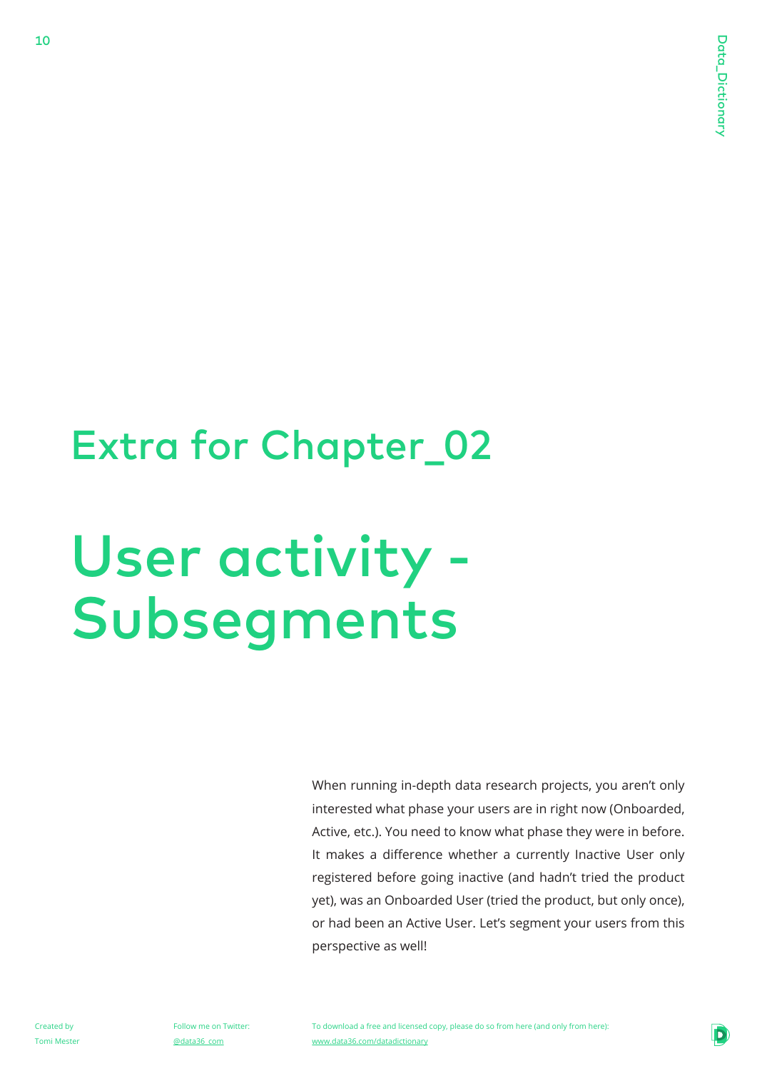## Extra for Chapter_02

# User activity - Subsegments

When running in-depth data research projects, you aren't only interested what phase your users are in right now (Onboarded, Active, etc.). You need to know what phase they were in before. It makes a difference whether a currently Inactive User only registered before going inactive (and hadn't tried the product yet), was an Onboarded User (tried the product, but only once), or had been an Active User. Let's segment your users from this perspective as well!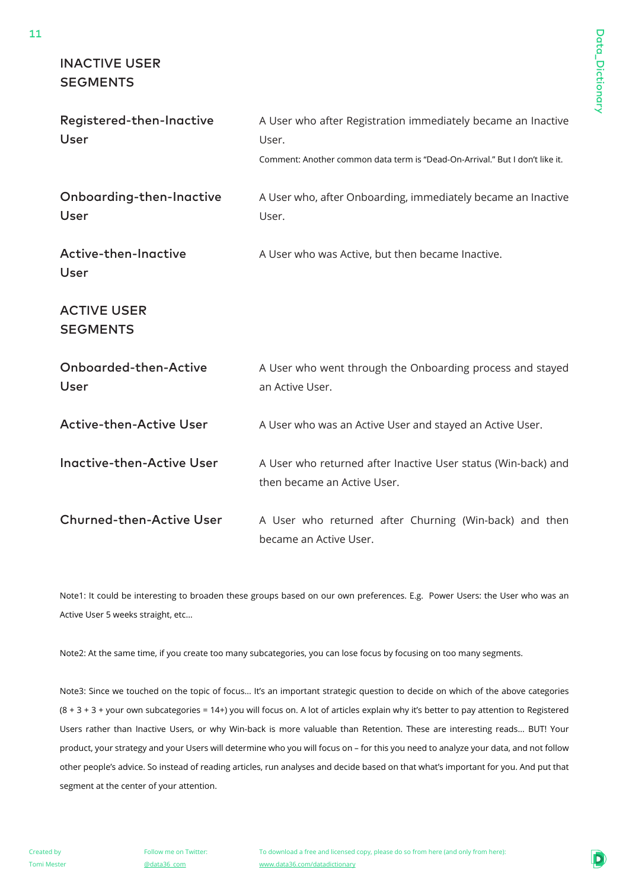## INACTIVE USER SEGMENTS

**Registered-then-Inactive User**
A User who after Registration immediately became an Inactive User.
Comment: Another common data term is "Dead-On-Arrival." But I don't like it.

**Onboarding-then-Inactive User**
A User who, after Onboarding, immediately became an Inactive User.

**Active-then-Inactive User**
A User who was Active, but then became Inactive.

## ACTIVE USER SEGMENTS

**Onboarded-then-Active User**
A User who went through the Onboarding process and stayed an Active User.

**Active-then-Active User**
A User who was an Active User and stayed an Active User.

**Inactive-then-Active User**
A User who returned after Inactive User status (Win-back) and then became an Active User.

**Churned-then-Active User**
A User who returned after Churning (Win-back) and then became an Active User.

Note1: It could be interesting to broaden these groups based on our own preferences. E.g. Power Users: the User who was an Active User 5 weeks straight, etc...

Note2: At the same time, if you create too many subcategories, you can lose focus by focusing on too many segments.

Note3: Since we touched on the topic of focus... It's an important strategic question to decide on which of the above categories (8 + 3 + 3 + your own subcategories = 14+) you will focus on. A lot of articles explain why it's better to pay attention to Registered Users rather than Inactive Users, or why Win-back is more valuable than Retention. These are interesting reads... BUT! Your product, your strategy and your Users will determine who you will focus on – for this you need to analyze your data, and not follow other people's advice. So instead of reading articles, run analyses and decide based on that what's important for you. And put that segment at the center of your attention.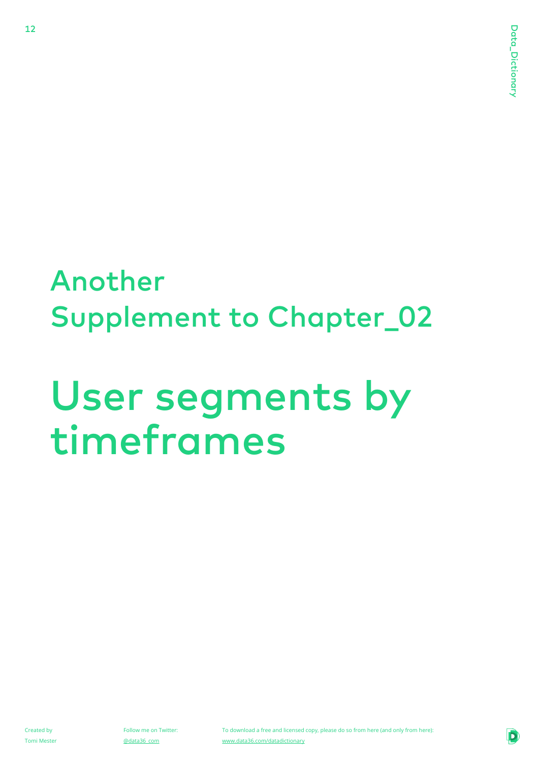## Another
## Supplement to Chapter_02

# User segments by timeframes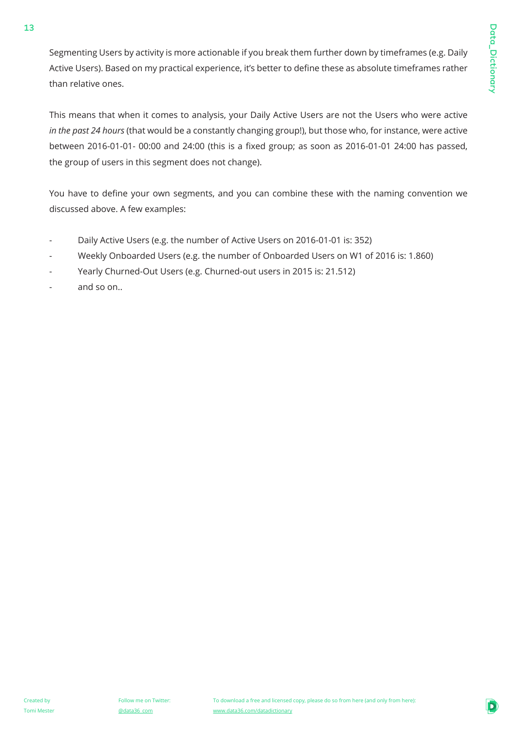Segmenting Users by activity is more actionable if you break them further down by timeframes (e.g. Daily Active Users). Based on my practical experience, it's better to define these as absolute timeframes rather than relative ones.

This means that when it comes to analysis, your Daily Active Users are not the Users who were active *in the past 24 hours* (that would be a constantly changing group!), but those who, for instance, were active between 2016-01-01- 00:00 and 24:00 (this is a fixed group; as soon as 2016-01-01 24:00 has passed, the group of users in this segment does not change).

You have to define your own segments, and you can combine these with the naming convention we discussed above. A few examples:

- Daily Active Users (e.g. the number of Active Users on 2016-01-01 is: 352)
- Weekly Onboarded Users (e.g. the number of Onboarded Users on W1 of 2016 is: 1.860)
- Yearly Churned-Out Users (e.g. Churned-out users in 2015 is: 21.512)
- and so on..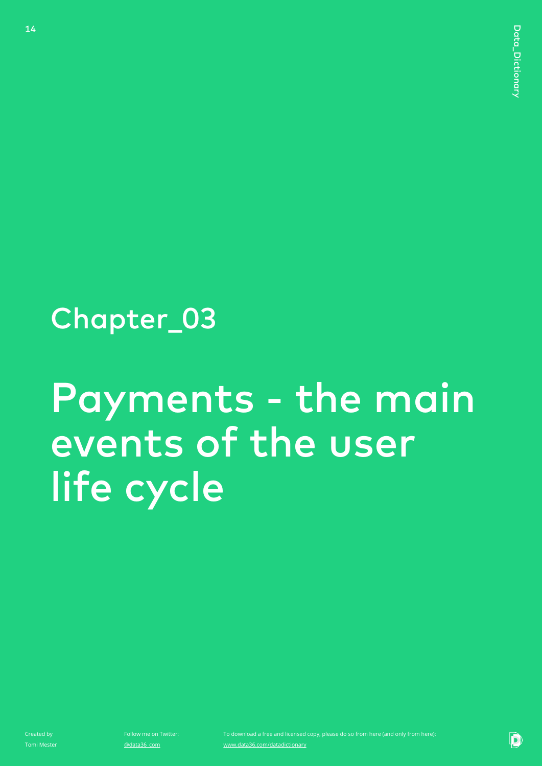## Chapter_03

# Payments - the main events of the user life cycle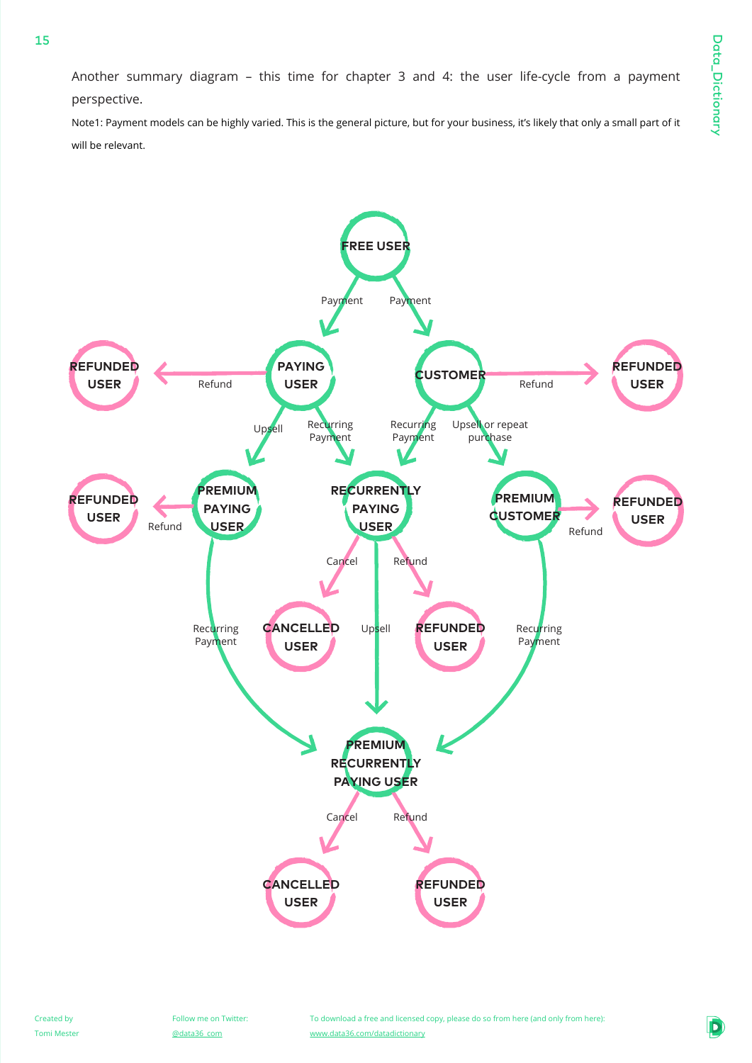Another summary diagram – this time for chapter 3 and 4: the user life-cycle from a payment perspective.

Note1: Payment models can be highly varied. This is the general picture, but for your business, it's likely that only a small part of it will be relevant.

FREE USER

Payment

Payment

REFUNDED USER

Refund

PAYING USER

CUSTOMER

Refund

REFUNDED USER

Upsell

Recurring Payment

Recurring Payment

Upsell or repeat purchase

REFUNDED USER

Refund

PREMIUM PAYING USER

RECURRENTLY PAYING USER

PREMIUM CUSTOMER

Refund

REFUNDED USER

Cancel

Refund

Recurring Payment

CANCELLED USER

Upsell

REFUNDED USER

Recurring Payment

PREMIUM RECURRENTLY PAYING USER

Cancel

Refund

CANCELLED USER

REFUNDED USER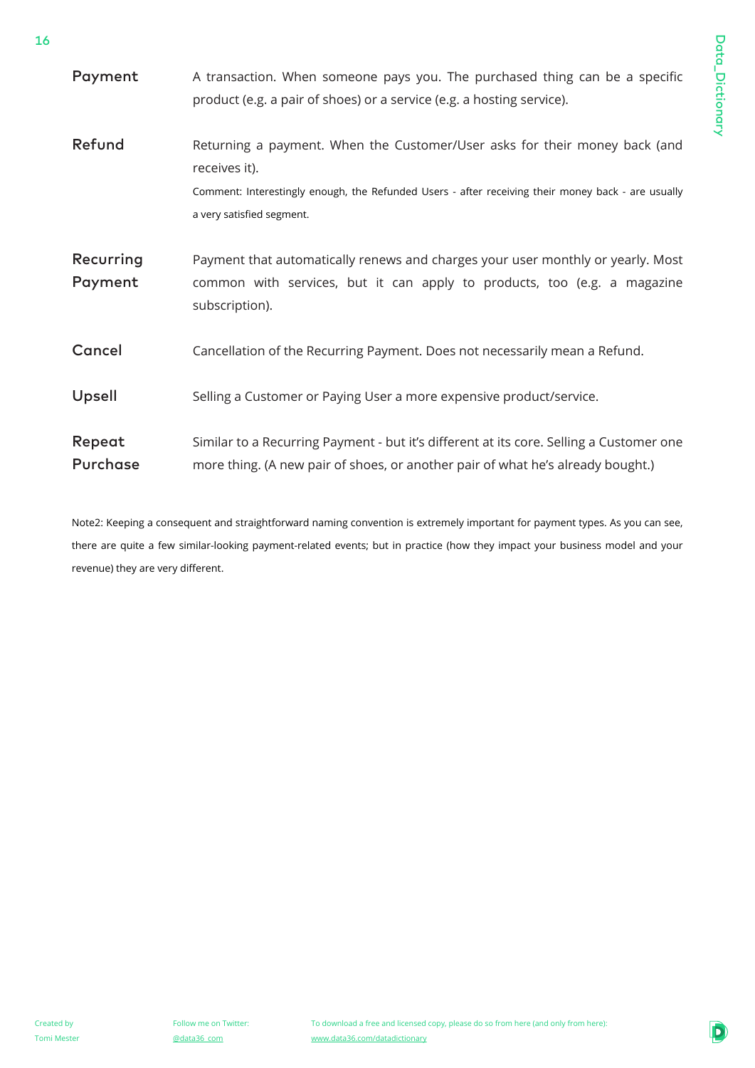**Payment**

A transaction. When someone pays you. The purchased thing can be a specific product (e.g. a pair of shoes) or a service (e.g. a hosting service).

**Refund**

Returning a payment. When the Customer/User asks for their money back (and receives it).

Comment: Interestingly enough, the Refunded Users - after receiving their money back - are usually a very satisfied segment.

**Recurring Payment**

Payment that automatically renews and charges your user monthly or yearly. Most common with services, but it can apply to products, too (e.g. a magazine subscription).

**Cancel**

Cancellation of the Recurring Payment. Does not necessarily mean a Refund.

**Upsell**

Selling a Customer or Paying User a more expensive product/service.

**Repeat Purchase**

Similar to a Recurring Payment - but it's different at its core. Selling a Customer one more thing. (A new pair of shoes, or another pair of what he's already bought.)

Note2: Keeping a consequent and straightforward naming convention is extremely important for payment types. As you can see, there are quite a few similar-looking payment-related events; but in practice (how they impact your business model and your revenue) they are very different.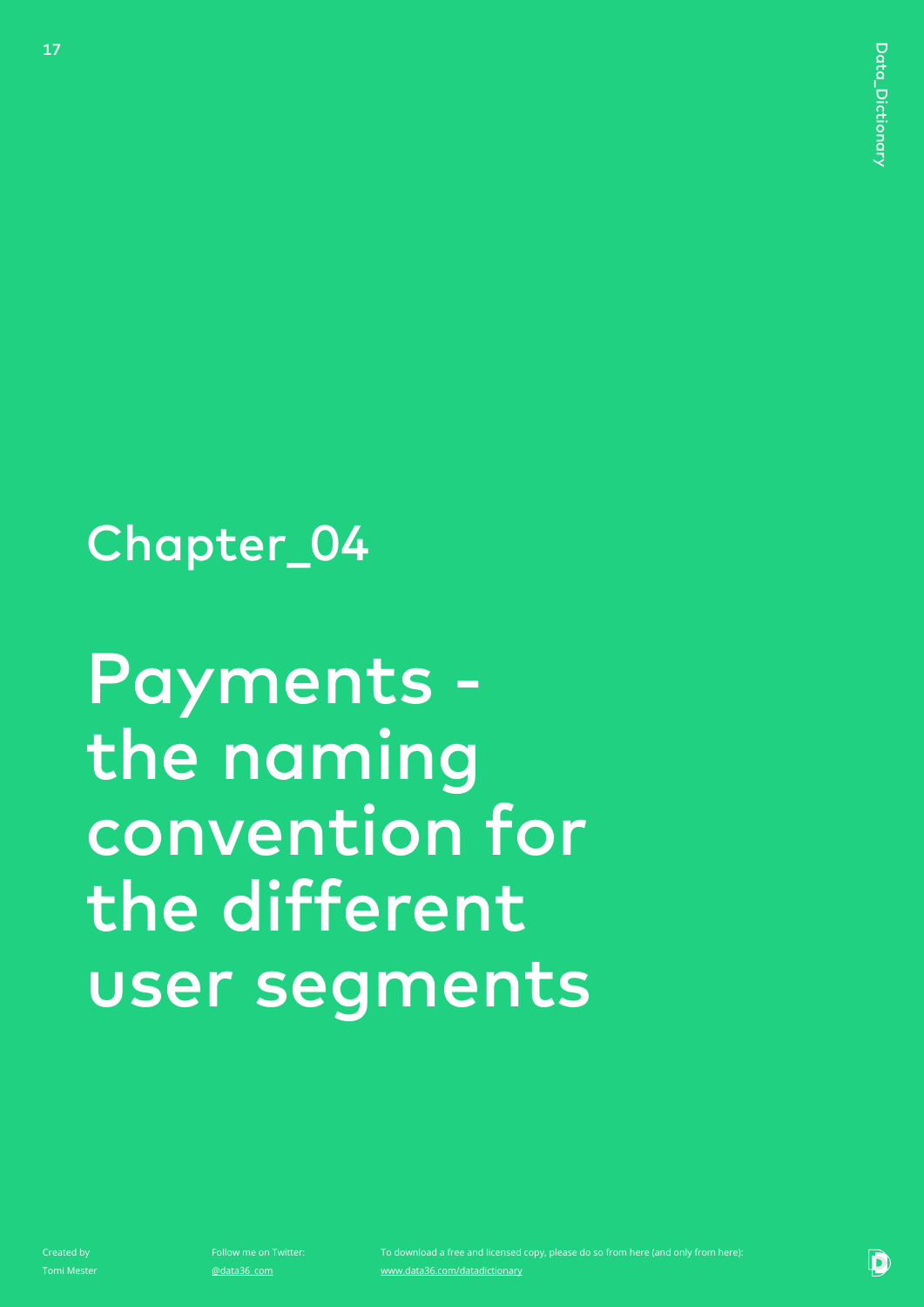# Chapter_04

# Payments - the naming convention for the different user segments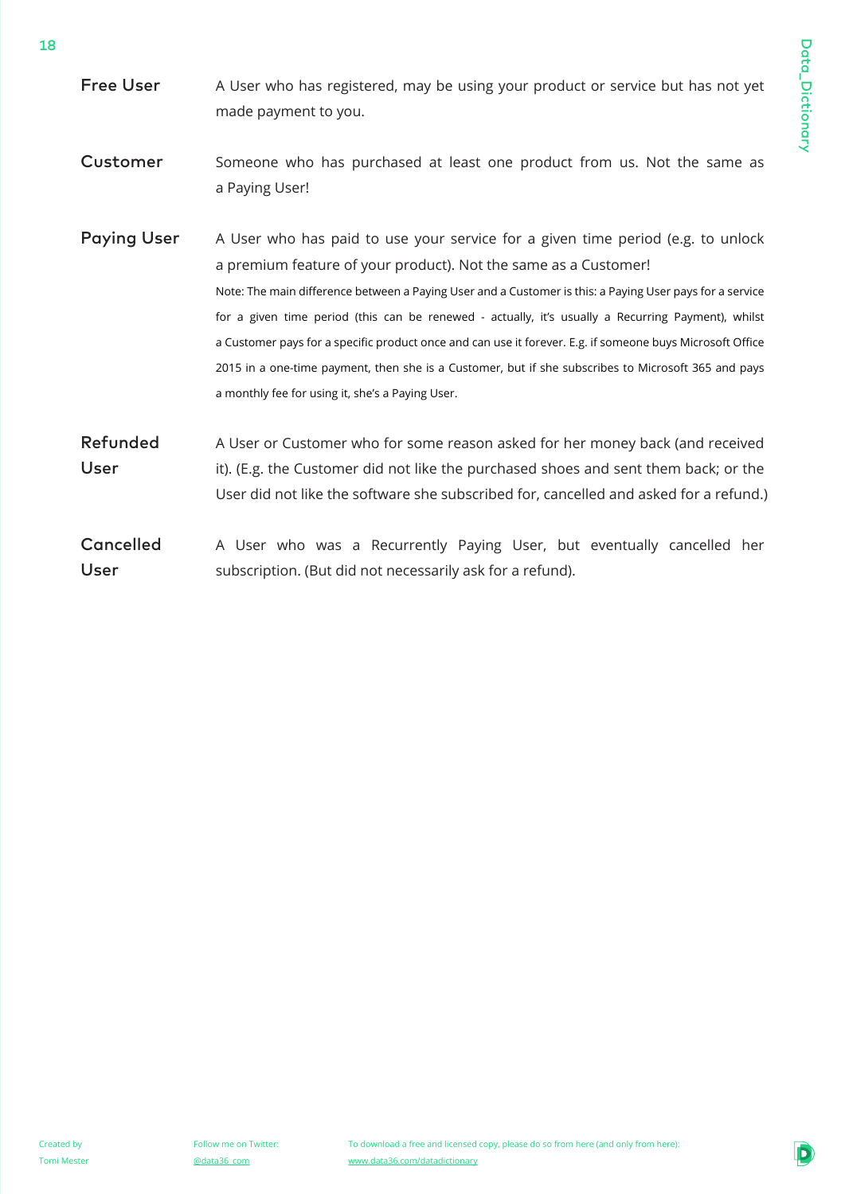**Free User**
A User who has registered, may be using your product or service but has not yet made payment to you.

**Customer**
Someone who has purchased at least one product from us. Not the same as a Paying User!

**Paying User**
A User who has paid to use your service for a given time period (e.g. to unlock a premium feature of your product). Not the same as a Customer!

Note: The main difference between a Paying User and a Customer is this: a Paying User pays for a service for a given time period (this can be renewed - actually, it's usually a Recurring Payment), whilst a Customer pays for a specific product once and can use it forever. E.g. if someone buys Microsoft Office 2015 in a one-time payment, then she is a Customer, but if she subscribes to Microsoft 365 and pays a monthly fee for using it, she's a Paying User.

**Refunded User**
A User or Customer who for some reason asked for her money back (and received it). (E.g. the Customer did not like the purchased shoes and sent them back; or the User did not like the software she subscribed for, cancelled and asked for a refund.)

**Cancelled User**
A User who was a Recurrently Paying User, but eventually cancelled her subscription. (But did not necessarily ask for a refund).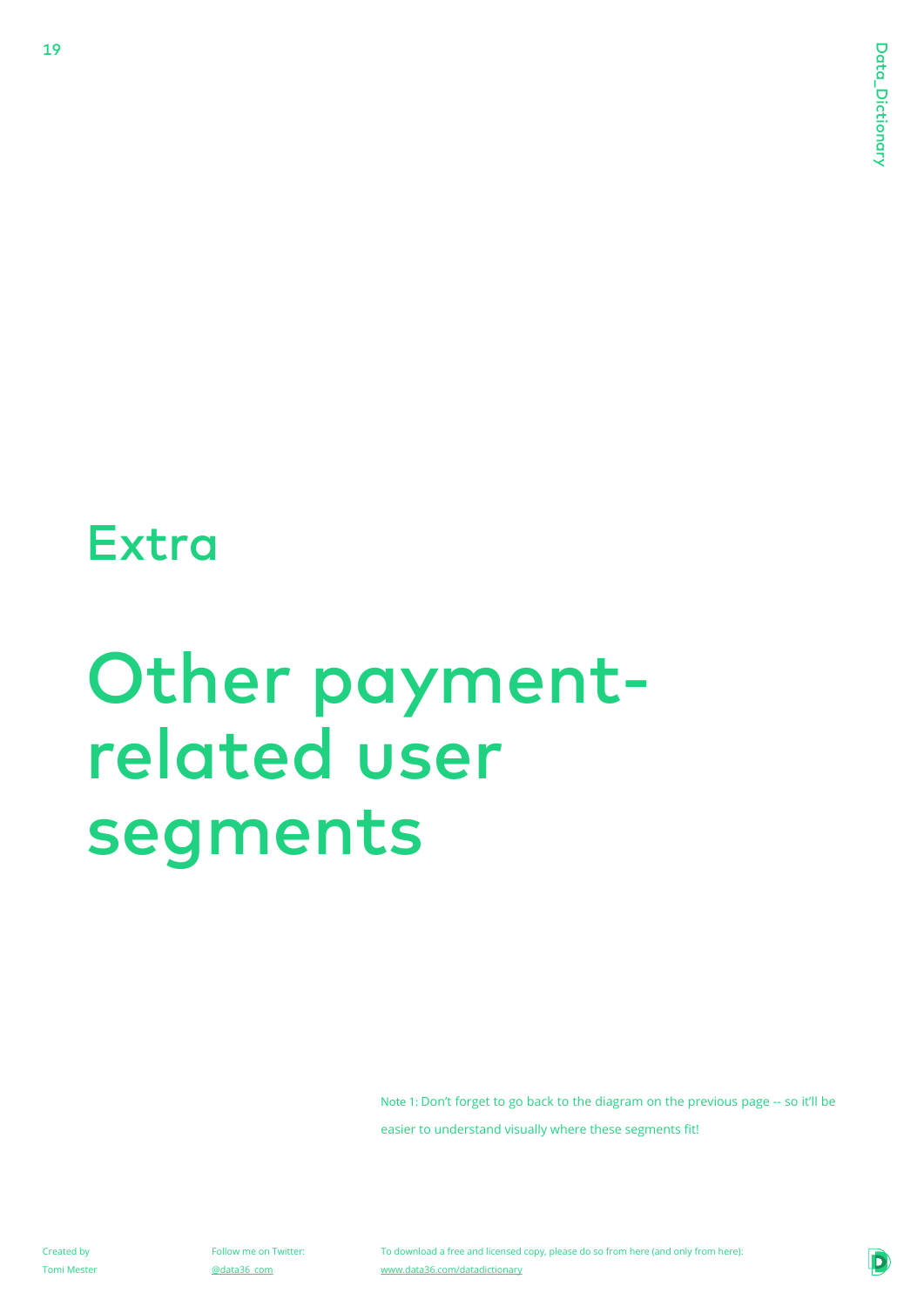## Extra

# Other payment-related user segments

Note 1: Don't forget to go back to the diagram on the previous page -- so it'll be easier to understand visually where these segments fit!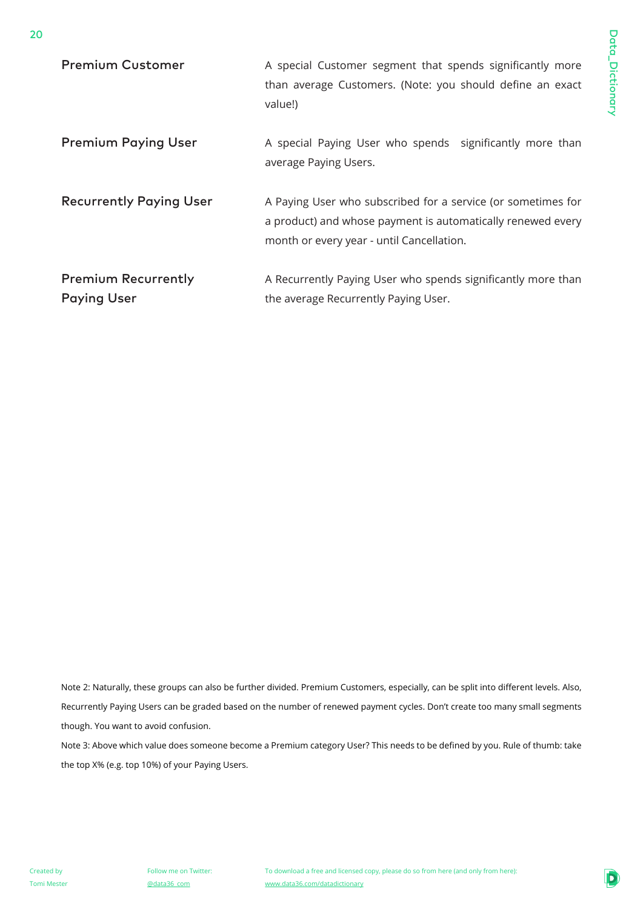| | |
|---|---|
| **Premium Customer** | A special Customer segment that spends significantly more than average Customers. (Note: you should define an exact value!) |
| **Premium Paying User** | A special Paying User who spends significantly more than average Paying Users. |
| **Recurrently Paying User** | A Paying User who subscribed for a service (or sometimes for a product) and whose payment is automatically renewed every month or every year - until Cancellation. |
| **Premium Recurrently Paying User** | A Recurrently Paying User who spends significantly more than the average Recurrently Paying User. |

Note 2: Naturally, these groups can also be further divided. Premium Customers, especially, can be split into different levels. Also, Recurrently Paying Users can be graded based on the number of renewed payment cycles. Don't create too many small segments though. You want to avoid confusion.

Note 3: Above which value does someone become a Premium category User? This needs to be defined by you. Rule of thumb: take the top X% (e.g. top 10%) of your Paying Users.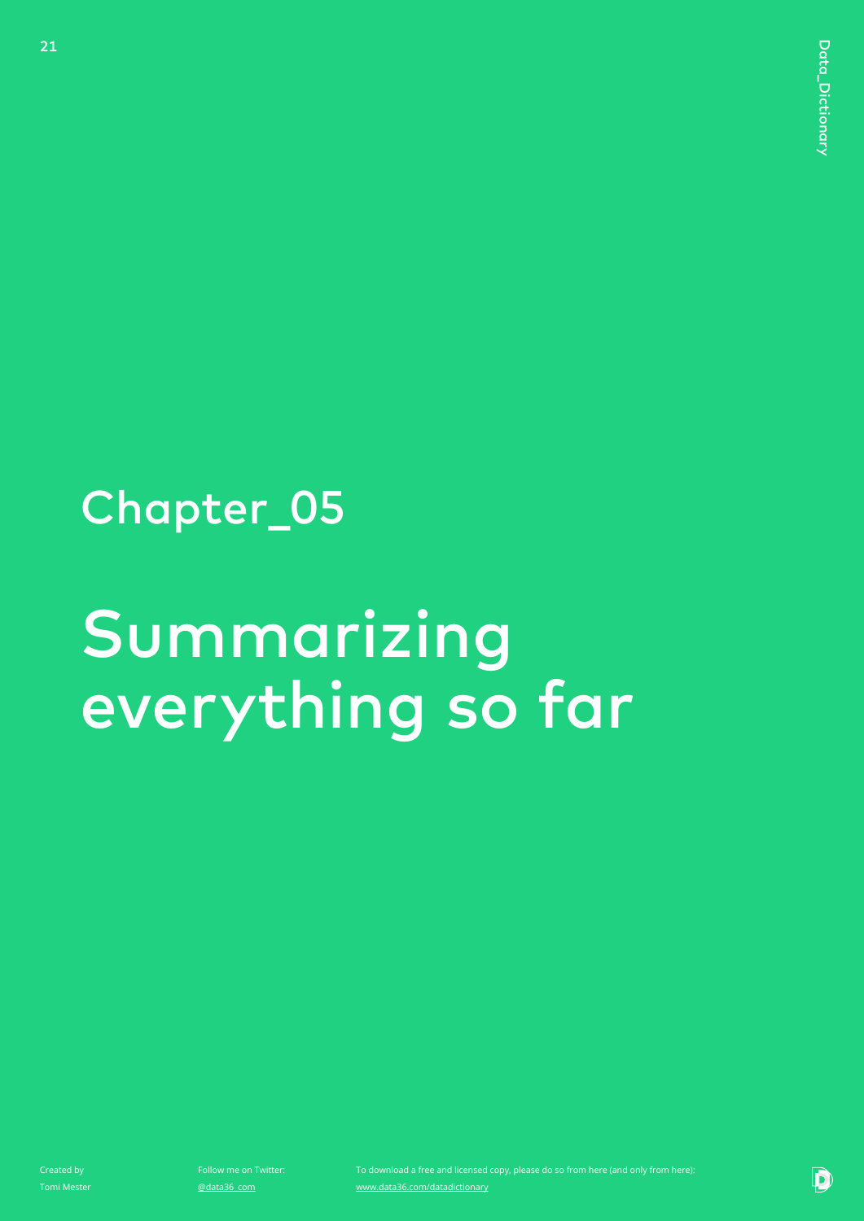## Chapter_05

# Summarizing everything so far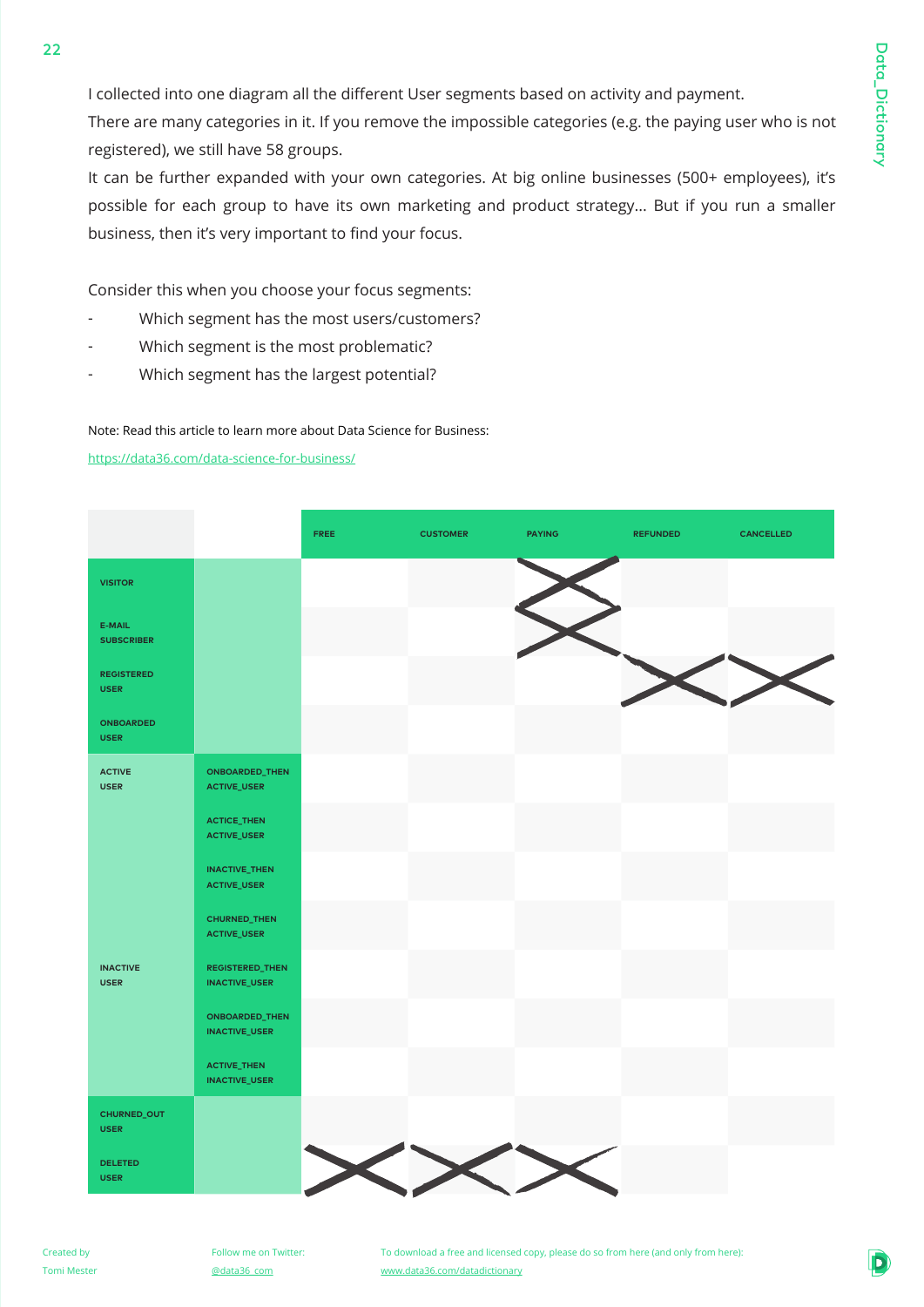I collected into one diagram all the different User segments based on activity and payment.
There are many categories in it. If you remove the impossible categories (e.g. the paying user who is not registered), we still have 58 groups.
It can be further expanded with your own categories. At big online businesses (500+ employees), it's possible for each group to have its own marketing and product strategy... But if you run a smaller business, then it's very important to find your focus.

Consider this when you choose your focus segments:

- Which segment has the most users/customers?
- Which segment is the most problematic?
- Which segment has the largest potential?

Note: Read this article to learn more about Data Science for Business:
https://data36.com/data-science-for-business/

| | | FREE | CUSTOMER | PAYING | REFUNDED | CANCELLED |
|---|---|---|---|---|---|---|
| VISITOR | | | | X | | |
| E-MAIL SUBSCRIBER | | | | X | | |
| REGISTERED USER | | | | | X | X |
| ONBOARDED USER | | | | | | |
| ACTIVE USER | ONBOARDED_THEN ACTIVE_USER | | | | | |
| | ACTICE_THEN ACTIVE_USER | | | | | |
| | INACTIVE_THEN ACTIVE_USER | | | | | |
| | CHURNED_THEN ACTIVE_USER | | | | | |
| INACTIVE USER | REGISTERED_THEN INACTIVE_USER | | | | | |
| | ONBOARDED_THEN INACTIVE_USER | | | | | |
| | ACTIVE_THEN INACTIVE_USER | | | | | |
| CHURNED_OUT USER | | | | | | |
| DELETED USER | | X | X | X | | |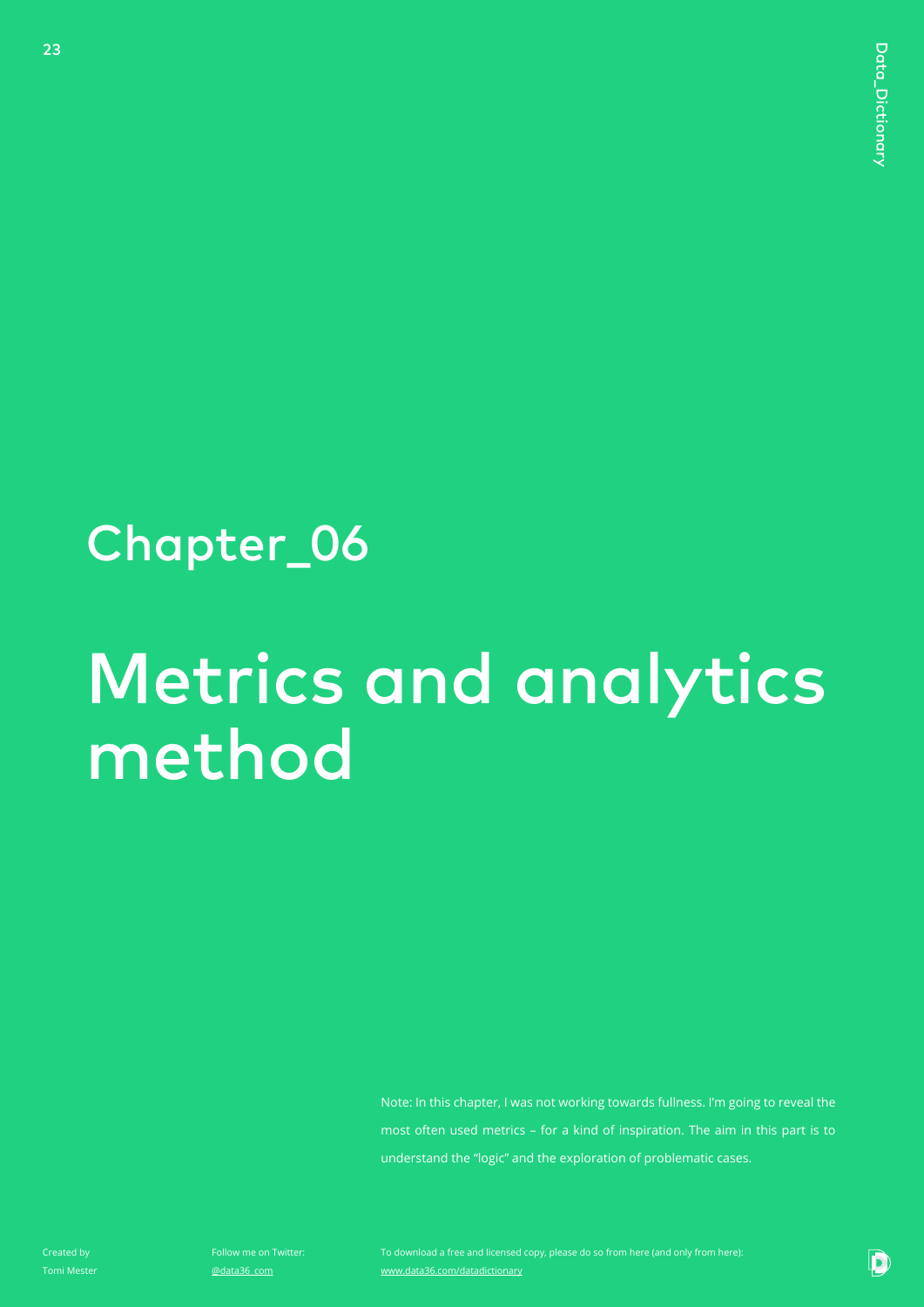# Chapter_06

# Metrics and analytics method

Note: In this chapter, I was not working towards fullness. I'm going to reveal the most often used metrics – for a kind of inspiration. The aim in this part is to understand the "logic" and the exploration of problematic cases.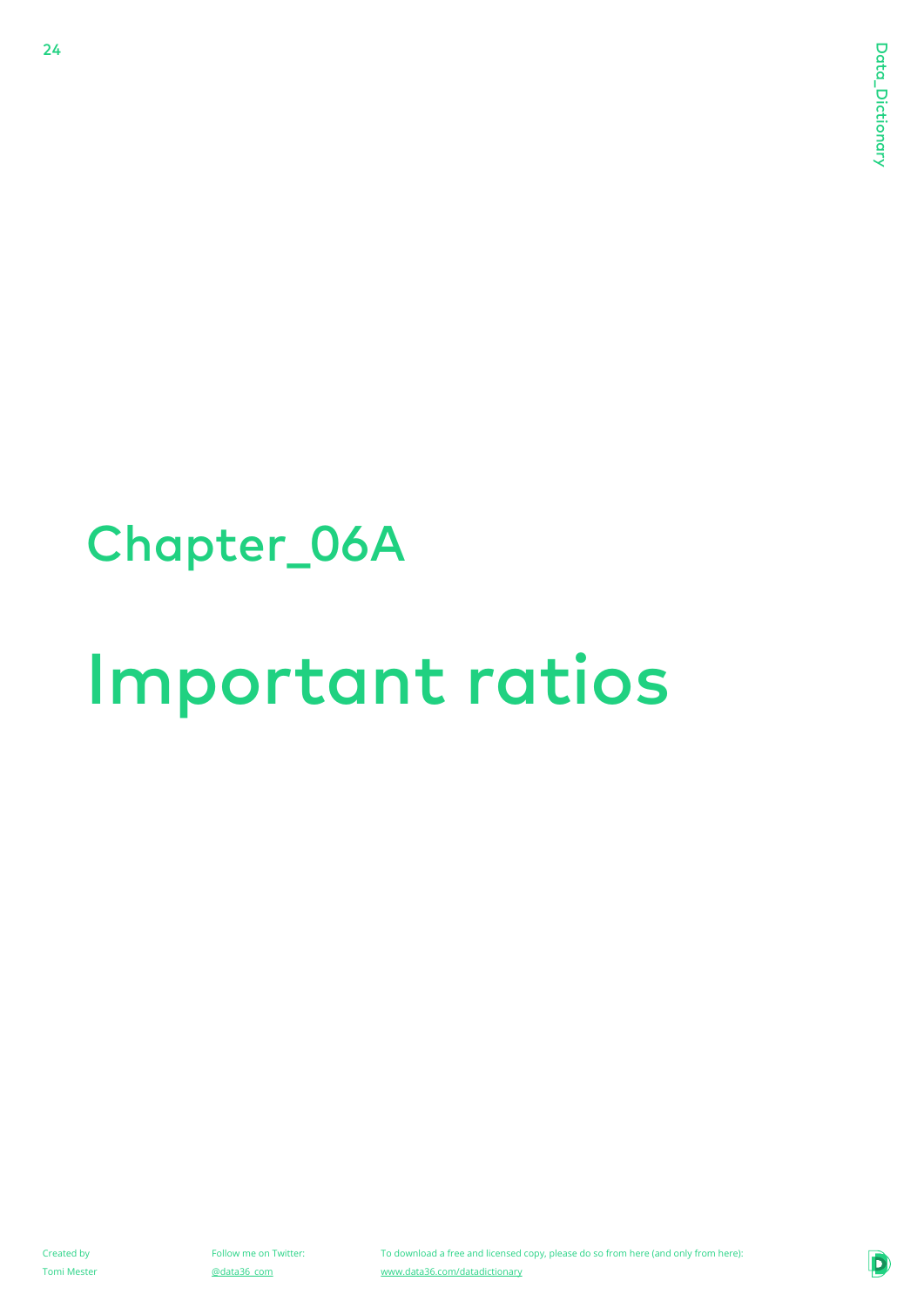## Chapter_06A

# Important ratios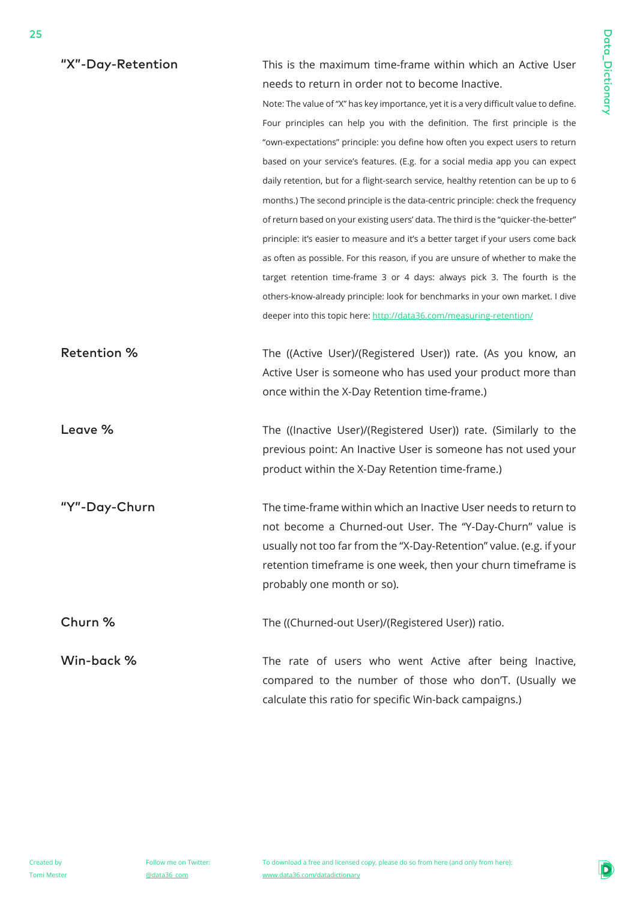### "X"-Day-Retention

This is the maximum time-frame within which an Active User needs to return in order not to become Inactive.

Note: The value of "X" has key importance, yet it is a very difficult value to define. Four principles can help you with the definition. The first principle is the "own-expectations" principle: you define how often you expect users to return based on your service's features. (E.g. for a social media app you can expect daily retention, but for a flight-search service, healthy retention can be up to 6 months.) The second principle is the data-centric principle: check the frequency of return based on your existing users' data. The third is the "quicker-the-better" principle: it's easier to measure and it's a better target if your users come back as often as possible. For this reason, if you are unsure of whether to make the target retention time-frame 3 or 4 days: always pick 3. The fourth is the others-know-already principle: look for benchmarks in your own market. I dive deeper into this topic here: [http://data36.com/measuring-retention/](http://data36.com/measuring-retention/)

### Retention %

The ((Active User)/(Registered User)) rate. (As you know, an Active User is someone who has used your product more than once within the X-Day Retention time-frame.)

### Leave %

The ((Inactive User)/(Registered User)) rate. (Similarly to the previous point: An Inactive User is someone has not used your product within the X-Day Retention time-frame.)

### "Y"-Day-Churn

The time-frame within which an Inactive User needs to return to not become a Churned-out User. The "Y-Day-Churn" value is usually not too far from the "X-Day-Retention" value. (e.g. if your retention timeframe is one week, then your churn timeframe is probably one month or so).

### Churn %

The ((Churned-out User)/(Registered User)) ratio.

### Win-back %

The rate of users who went Active after being Inactive, compared to the number of those who don'T. (Usually we calculate this ratio for specific Win-back campaigns.)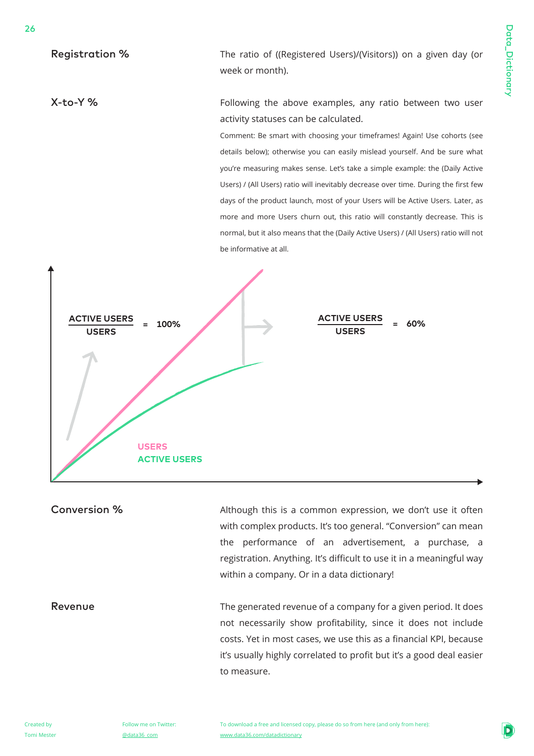### Registration %

The ratio of ((Registered Users)/(Visitors)) on a given day (or week or month).

### X-to-Y %

Following the above examples, any ratio between two user activity statuses can be calculated.

Comment: Be smart with choosing your timeframes! Again! Use cohorts (see details below); otherwise you can easily mislead yourself. And be sure what you're measuring makes sense. Let's take a simple example: the (Daily Active Users) / (All Users) ratio will inevitably decrease over time. During the first few days of the product launch, most of your Users will be Active Users. Later, as more and more Users churn out, this ratio will constantly decrease. This is normal, but it also means that the (Daily Active Users) / (All Users) ratio will not be informative at all.

ACTIVE USERS / USERS = 100%

ACTIVE USERS / USERS = 60%

USERS

ACTIVE USERS

### Conversion %

Although this is a common expression, we don't use it often with complex products. It's too general. "Conversion" can mean the performance of an advertisement, a purchase, a registration. Anything. It's difficult to use it in a meaningful way within a company. Or in a data dictionary!

### Revenue

The generated revenue of a company for a given period. It does not necessarily show profitability, since it does not include costs. Yet in most cases, we use this as a financial KPI, because it's usually highly correlated to profit but it's a good deal easier to measure.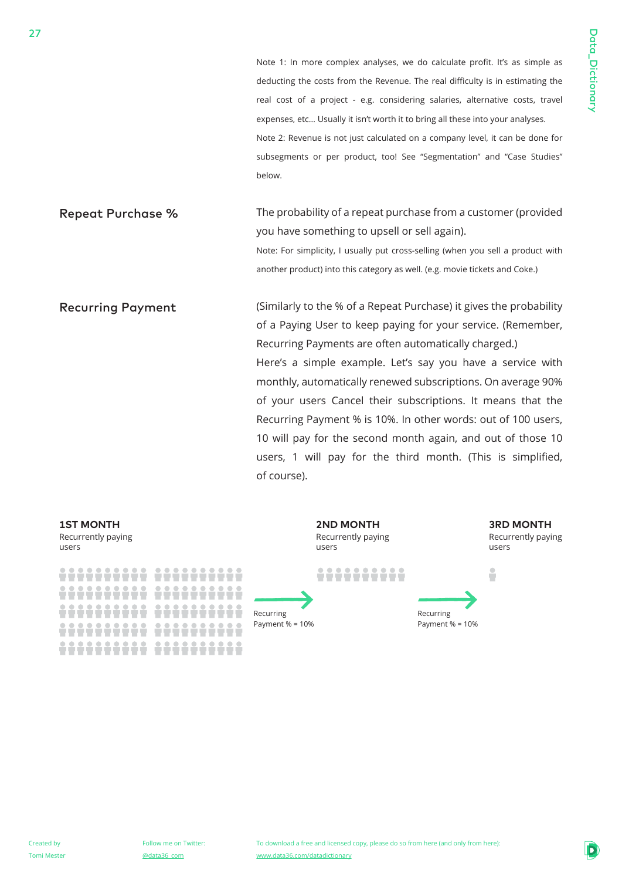Note 1: In more complex analyses, we do calculate profit. It's as simple as deducting the costs from the Revenue. The real difficulty is in estimating the real cost of a project - e.g. considering salaries, alternative costs, travel expenses, etc... Usually it isn't worth it to bring all these into your analyses.

Note 2: Revenue is not just calculated on a company level, it can be done for subsegments or per product, too! See "Segmentation" and "Case Studies" below.

## Repeat Purchase %

The probability of a repeat purchase from a customer (provided you have something to upsell or sell again).

Note: For simplicity, I usually put cross-selling (when you sell a product with another product) into this category as well. (e.g. movie tickets and Coke.)

## Recurring Payment

(Similarly to the % of a Repeat Purchase) it gives the probability of a Paying User to keep paying for your service. (Remember, Recurring Payments are often automatically charged.)

Here's a simple example. Let's say you have a service with monthly, automatically renewed subscriptions. On average 90% of your users Cancel their subscriptions. It means that the Recurring Payment % is 10%. In other words: out of 100 users, 10 will pay for the second month again, and out of those 10 users, 1 will pay for the third month. (This is simplified, of course).

**1ST MONTH**
Recurrently paying users

Recurring Payment % = 10%

**2ND MONTH**
Recurrently paying users

Recurring Payment % = 10%

**3RD MONTH**
Recurrently paying users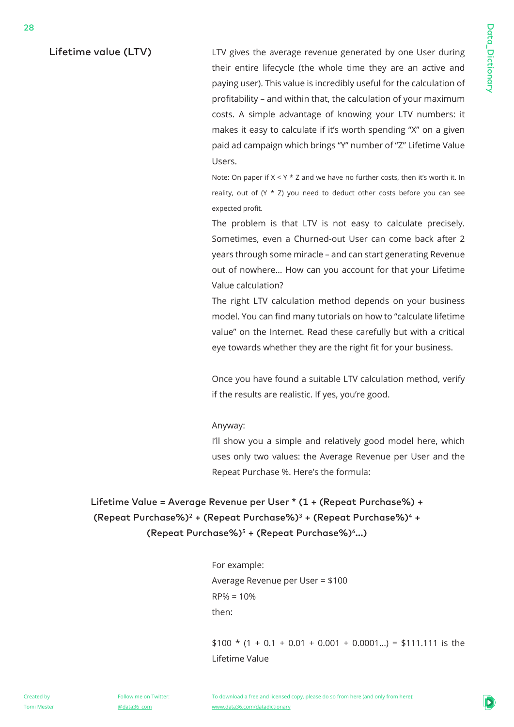## Lifetime value (LTV)

LTV gives the average revenue generated by one User during their entire lifecycle (the whole time they are an active and paying user). This value is incredibly useful for the calculation of profitability – and within that, the calculation of your maximum costs. A simple advantage of knowing your LTV numbers: it makes it easy to calculate if it's worth spending "X" on a given paid ad campaign which brings "Y" number of "Z" Lifetime Value Users.

Note: On paper if X < Y * Z and we have no further costs, then it's worth it. In reality, out of (Y * Z) you need to deduct other costs before you can see expected profit.

The problem is that LTV is not easy to calculate precisely. Sometimes, even a Churned-out User can come back after 2 years through some miracle – and can start generating Revenue out of nowhere... How can you account for that your Lifetime Value calculation?

The right LTV calculation method depends on your business model. You can find many tutorials on how to "calculate lifetime value" on the Internet. Read these carefully but with a critical eye towards whether they are the right fit for your business.

Once you have found a suitable LTV calculation method, verify if the results are realistic. If yes, you're good.

Anyway:

I'll show you a simple and relatively good model here, which uses only two values: the Average Revenue per User and the Repeat Purchase %. Here's the formula:

$$\text{Lifetime Value} = \text{Average Revenue per User} * (1 + (\text{Repeat Purchase\%}) + (\text{Repeat Purchase\%})^2 + (\text{Repeat Purchase\%})^3 + (\text{Repeat Purchase\%})^4 + (\text{Repeat Purchase\%})^5 + (\text{Repeat Purchase\%})^6 \ldots)$$

For example:
Average Revenue per User = $100
RP% = 10%
then:

$100 * (1 + 0.1 + 0.01 + 0.001 + 0.0001...) = $111.111 is the Lifetime Value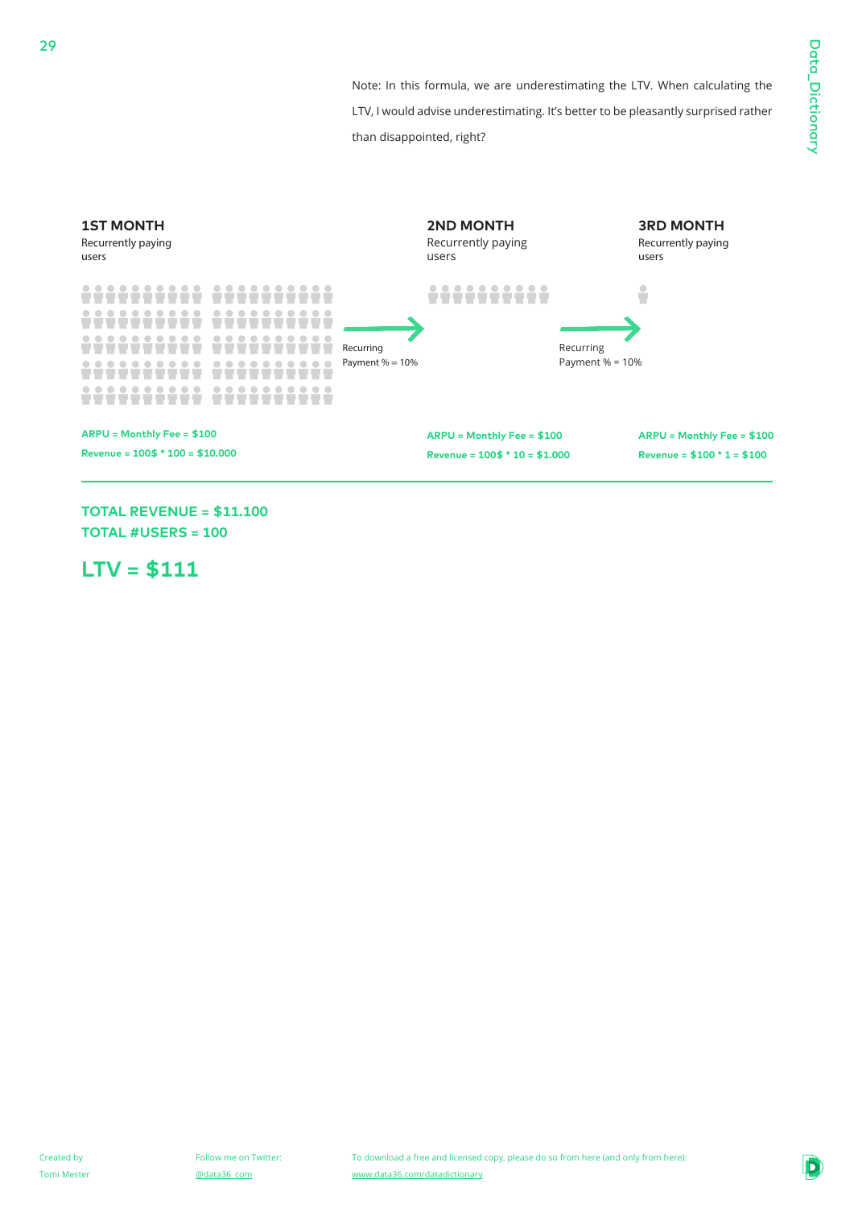Note: In this formula, we are underestimating the LTV. When calculating the LTV, I would advise underestimating. It's better to be pleasantly surprised rather than disappointed, right?

**1ST MONTH**
Recurrently paying users

Recurring Payment % = 10%

**2ND MONTH**
Recurrently paying users

Recurring Payment % = 10%

**3RD MONTH**
Recurrently paying users

**1st month:**
ARPU = Monthly Fee = $100
Revenue = 100$ * 100 = $10.000

**2nd month:**
ARPU = Monthly Fee = $100
Revenue = 100$ * 10 = $1.000

**3rd month:**
ARPU = Monthly Fee = $100
Revenue = $100 * 1 = $100

**TOTAL REVENUE = $11.100**
**TOTAL #USERS = 100**

## LTV = $111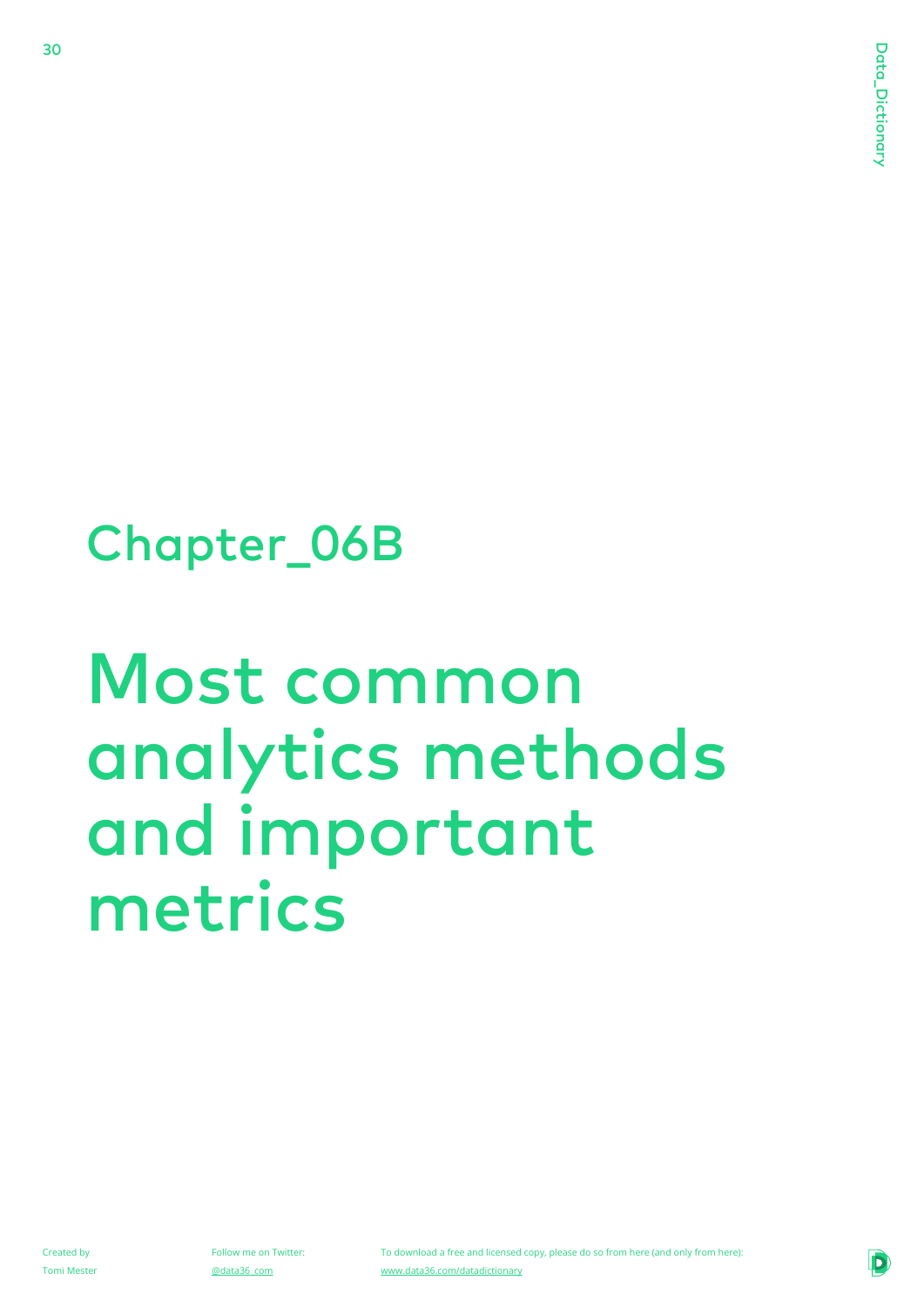## Chapter_06B

# Most common analytics methods and important metrics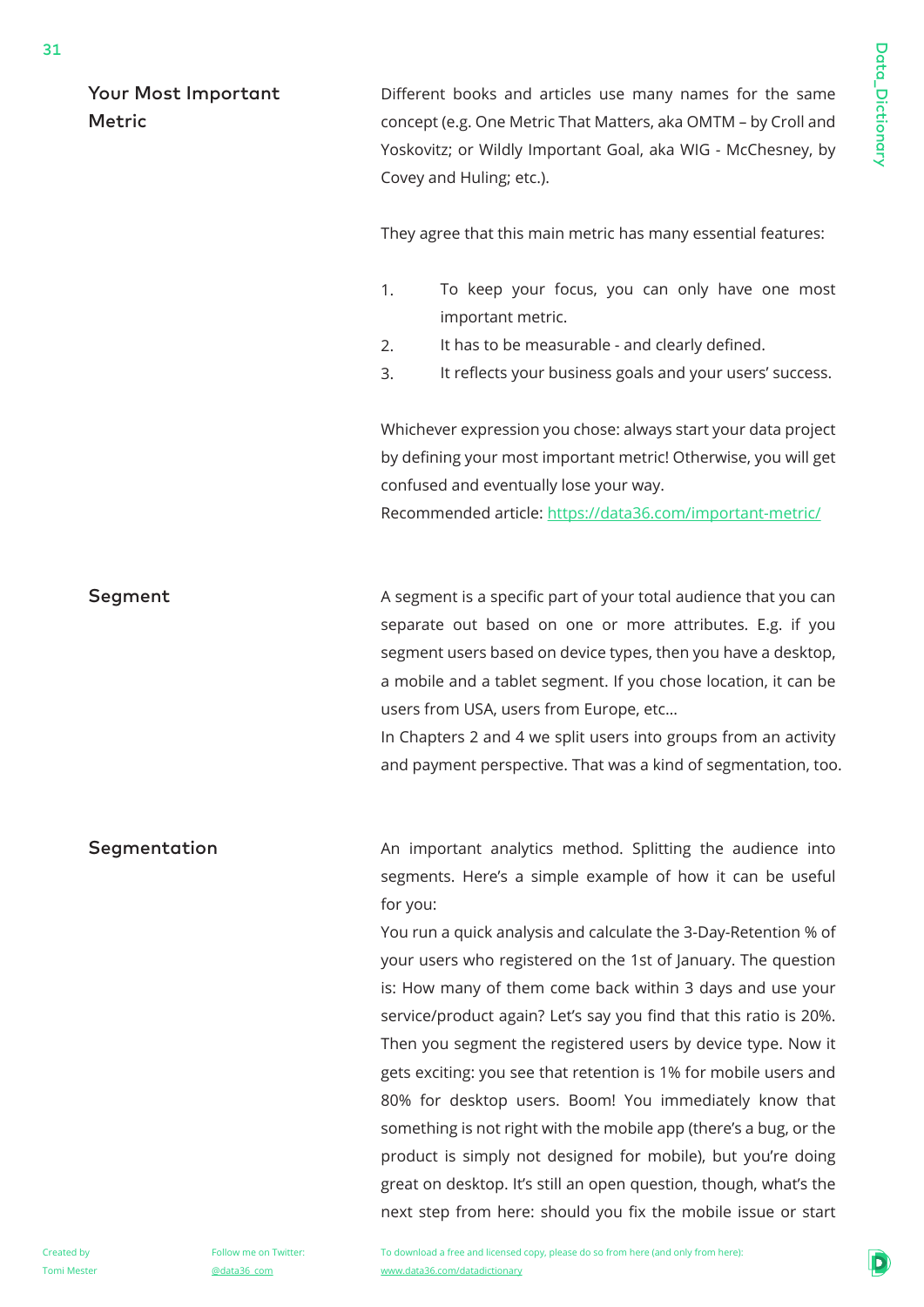## Your Most Important Metric

Different books and articles use many names for the same concept (e.g. One Metric That Matters, aka OMTM – by Croll and Yoskovitz; or Wildly Important Goal, aka WIG - McChesney, by Covey and Huling; etc.).

They agree that this main metric has many essential features:

1. To keep your focus, you can only have one most important metric.
2. It has to be measurable - and clearly defined.
3. It reflects your business goals and your users' success.

Whichever expression you chose: always start your data project by defining your most important metric! Otherwise, you will get confused and eventually lose your way.
Recommended article: https://data36.com/important-metric/

## Segment

A segment is a specific part of your total audience that you can separate out based on one or more attributes. E.g. if you segment users based on device types, then you have a desktop, a mobile and a tablet segment. If you chose location, it can be users from USA, users from Europe, etc...
In Chapters 2 and 4 we split users into groups from an activity and payment perspective. That was a kind of segmentation, too.

## Segmentation

An important analytics method. Splitting the audience into segments. Here's a simple example of how it can be useful for you:
You run a quick analysis and calculate the 3-Day-Retention % of your users who registered on the 1st of January. The question is: How many of them come back within 3 days and use your service/product again? Let's say you find that this ratio is 20%. Then you segment the registered users by device type. Now it gets exciting: you see that retention is 1% for mobile users and 80% for desktop users. Boom! You immediately know that something is not right with the mobile app (there's a bug, or the product is simply not designed for mobile), but you're doing great on desktop. It's still an open question, though, what's the next step from here: should you fix the mobile issue or start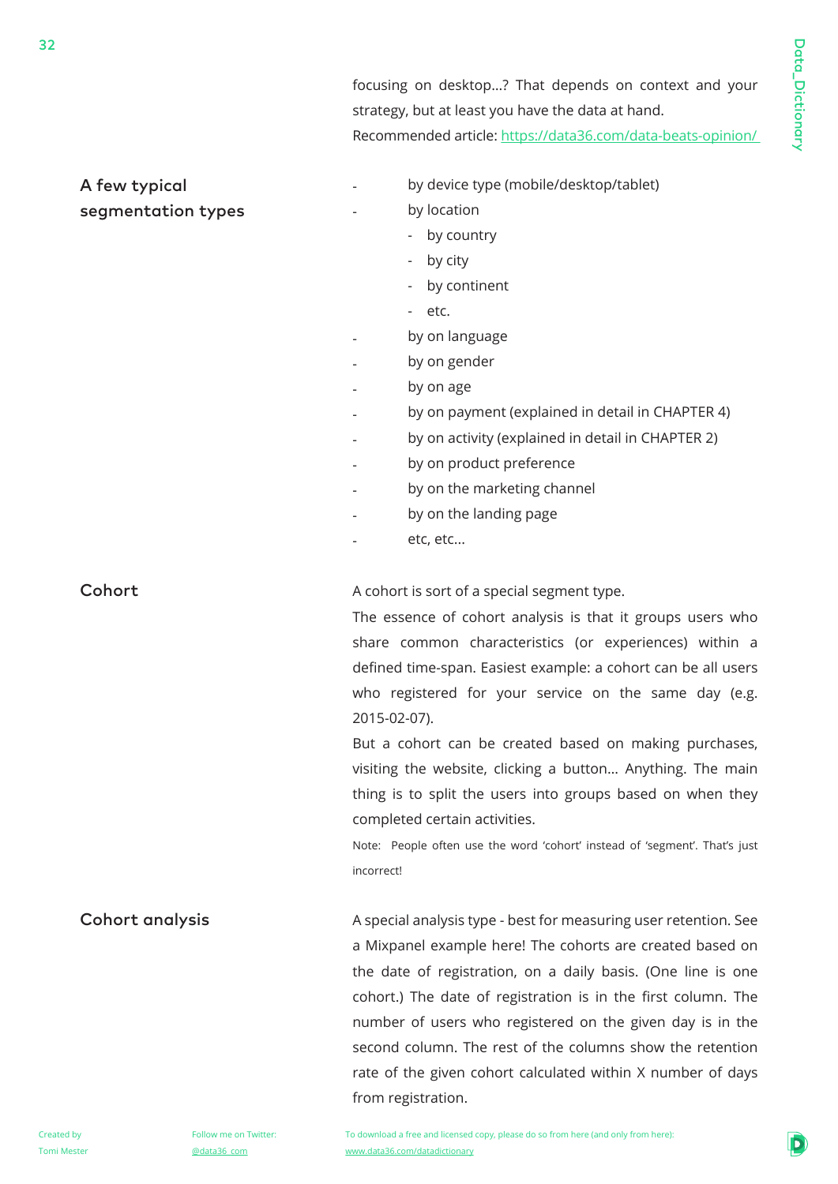focusing on desktop...? That depends on context and your strategy, but at least you have the data at hand.
Recommended article: https://data36.com/data-beats-opinion/

## A few typical segmentation types

- by device type (mobile/desktop/tablet)
- by location
  - by country
  - by city
  - by continent
  - etc.
- by on language
- by on gender
- by on age
- by on payment (explained in detail in CHAPTER 4)
- by on activity (explained in detail in CHAPTER 2)
- by on product preference
- by on the marketing channel
- by on the landing page
- etc, etc...

## Cohort

A cohort is sort of a special segment type.
The essence of cohort analysis is that it groups users who share common characteristics (or experiences) within a defined time-span. Easiest example: a cohort can be all users who registered for your service on the same day (e.g. 2015-02-07).
But a cohort can be created based on making purchases, visiting the website, clicking a button... Anything. The main thing is to split the users into groups based on when they completed certain activities.

Note: People often use the word 'cohort' instead of 'segment'. That's just incorrect!

## Cohort analysis

A special analysis type - best for measuring user retention. See a Mixpanel example here! The cohorts are created based on the date of registration, on a daily basis. (One line is one cohort.) The date of registration is in the first column. The number of users who registered on the given day is in the second column. The rest of the columns show the retention rate of the given cohort calculated within X number of days from registration.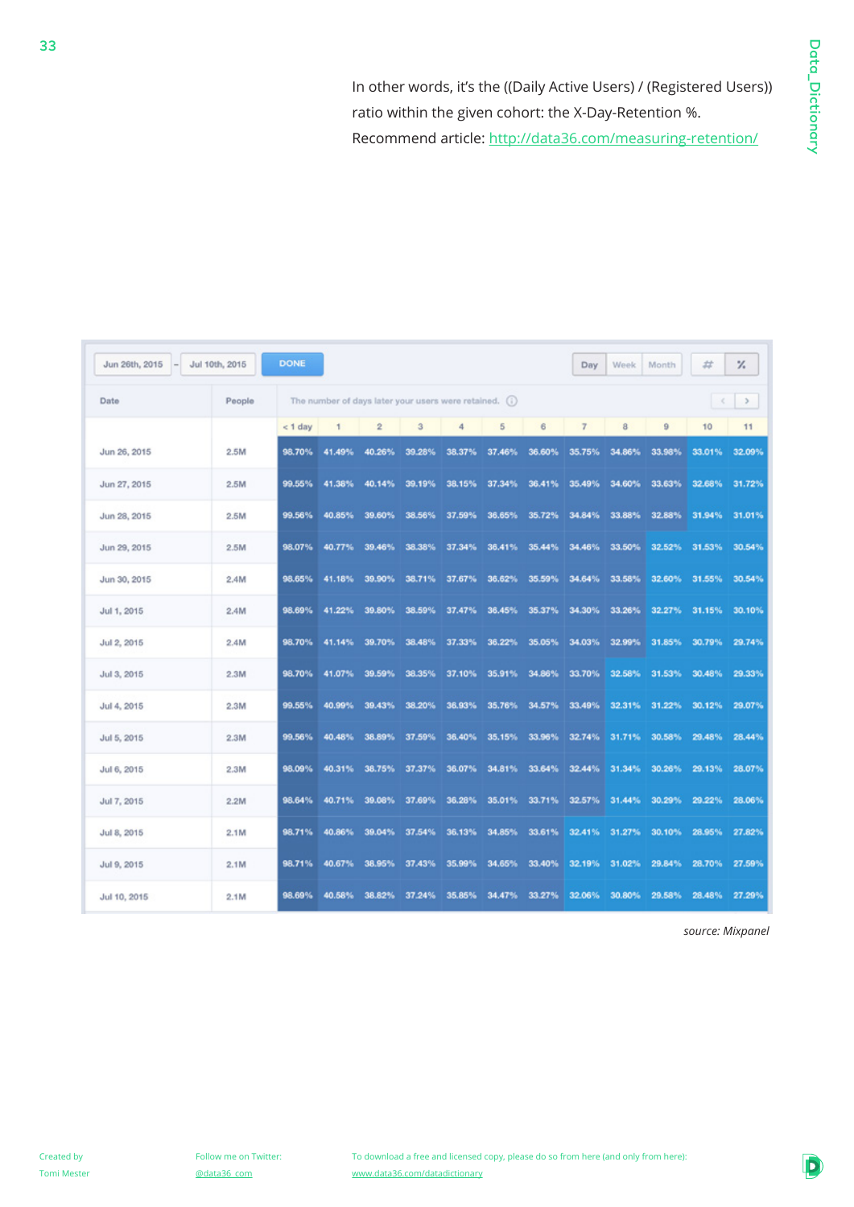In other words, it's the ((Daily Active Users) / (Registered Users)) ratio within the given cohort: the X-Day-Retention %.
Recommend article: http://data36.com/measuring-retention/

Jun 26th, 2015 – Jul 10th, 2015 DONE | Day | Week | Month | # | %

The number of days later your users were retained.

| Date | People | < 1 day | 1 | 2 | 3 | 4 | 5 | 6 | 7 | 8 | 9 | 10 | 11 |
|---|---|---|---|---|---|---|---|---|---|---|---|---|---|
| Jun 26, 2015 | 2.5M | 98.70% | 41.49% | 40.26% | 39.28% | 38.37% | 37.46% | 36.60% | 35.75% | 34.86% | 33.98% | 33.01% | 32.09% |
| Jun 27, 2015 | 2.5M | 99.55% | 41.38% | 40.14% | 39.19% | 38.15% | 37.34% | 36.41% | 35.49% | 34.60% | 33.63% | 32.68% | 31.72% |
| Jun 28, 2015 | 2.5M | 99.56% | 40.85% | 39.60% | 38.56% | 37.59% | 36.65% | 35.72% | 34.84% | 33.88% | 32.88% | 31.94% | 31.01% |
| Jun 29, 2015 | 2.5M | 98.07% | 40.77% | 39.46% | 38.38% | 37.34% | 36.41% | 35.44% | 34.46% | 33.50% | 32.52% | 31.53% | 30.54% |
| Jun 30, 2015 | 2.4M | 98.65% | 41.18% | 39.90% | 38.71% | 37.67% | 36.62% | 35.59% | 34.64% | 33.58% | 32.60% | 31.55% | 30.54% |
| Jul 1, 2015 | 2.4M | 98.69% | 41.22% | 39.80% | 38.59% | 37.47% | 36.45% | 35.37% | 34.30% | 33.26% | 32.27% | 31.15% | 30.10% |
| Jul 2, 2015 | 2.4M | 98.70% | 41.14% | 39.70% | 38.48% | 37.33% | 36.22% | 35.05% | 34.03% | 32.99% | 31.85% | 30.79% | 29.74% |
| Jul 3, 2015 | 2.3M | 98.70% | 41.07% | 39.59% | 38.35% | 37.10% | 35.91% | 34.86% | 33.70% | 32.58% | 31.53% | 30.48% | 29.33% |
| Jul 4, 2015 | 2.3M | 99.55% | 40.99% | 39.43% | 38.20% | 36.93% | 35.76% | 34.57% | 33.49% | 32.31% | 31.22% | 30.12% | 29.07% |
| Jul 5, 2015 | 2.3M | 99.56% | 40.48% | 38.89% | 37.59% | 36.40% | 35.15% | 33.96% | 32.74% | 31.71% | 30.58% | 29.48% | 28.44% |
| Jul 6, 2015 | 2.3M | 98.09% | 40.31% | 38.75% | 37.37% | 36.07% | 34.81% | 33.64% | 32.44% | 31.34% | 30.26% | 29.13% | 28.07% |
| Jul 7, 2015 | 2.2M | 98.64% | 40.71% | 39.08% | 37.69% | 36.28% | 35.01% | 33.71% | 32.57% | 31.44% | 30.29% | 29.22% | 28.06% |
| Jul 8, 2015 | 2.1M | 98.71% | 40.86% | 39.04% | 37.54% | 36.13% | 34.85% | 33.61% | 32.41% | 31.27% | 30.10% | 28.95% | 27.82% |
| Jul 9, 2015 | 2.1M | 98.71% | 40.67% | 38.95% | 37.43% | 35.99% | 34.65% | 33.40% | 32.19% | 31.02% | 29.84% | 28.70% | 27.59% |
| Jul 10, 2015 | 2.1M | 98.69% | 40.58% | 38.82% | 37.24% | 35.85% | 34.47% | 33.27% | 32.06% | 30.80% | 29.58% | 28.48% | 27.29% |

*source: Mixpanel*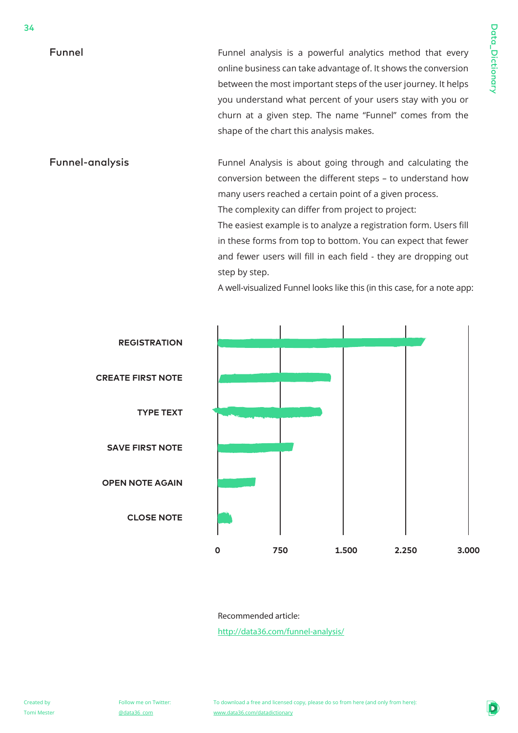## Funnel

Funnel analysis is a powerful analytics method that every online business can take advantage of. It shows the conversion between the most important steps of the user journey. It helps you understand what percent of your users stay with you or churn at a given step. The name “Funnel” comes from the shape of the chart this analysis makes.

## Funnel-analysis

Funnel Analysis is about going through and calculating the conversion between the different steps – to understand how many users reached a certain point of a given process.
The complexity can differ from project to project:
The easiest example is to analyze a registration form. Users fill in these forms from top to bottom. You can expect that fewer and fewer users will fill in each field - they are dropping out step by step.
A well-visualized Funnel looks like this (in this case, for a note app:

REGISTRATION
CREATE FIRST NOTE
TYPE TEXT
SAVE FIRST NOTE
OPEN NOTE AGAIN
CLOSE NOTE

0 750 1.500 2.250 3.000

Recommended article:
http://data36.com/funnel-analysis/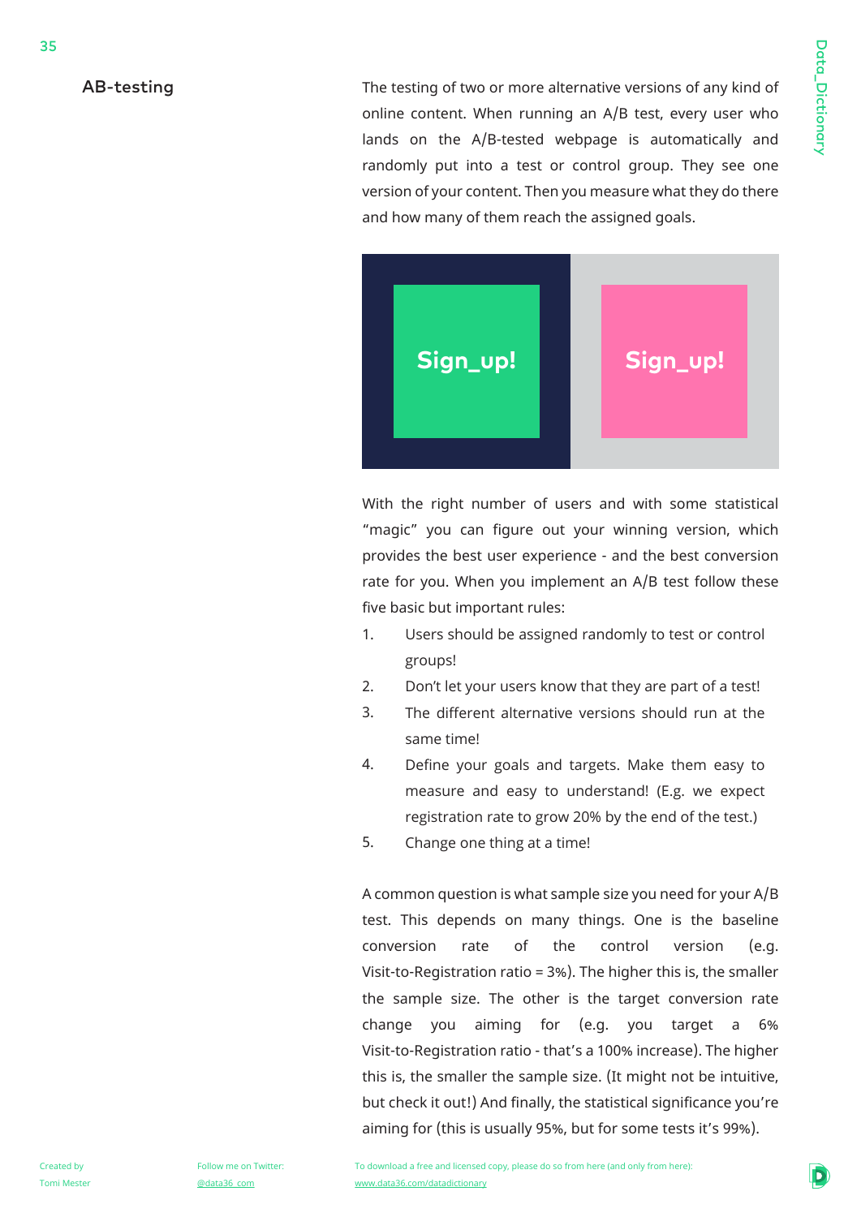## AB-testing

The testing of two or more alternative versions of any kind of online content. When running an A/B test, every user who lands on the A/B-tested webpage is automatically and randomly put into a test or control group. They see one version of your content. Then you measure what they do there and how many of them reach the assigned goals.

With the right number of users and with some statistical "magic" you can figure out your winning version, which provides the best user experience - and the best conversion rate for you. When you implement an A/B test follow these five basic but important rules:

1. Users should be assigned randomly to test or control groups!
2. Don't let your users know that they are part of a test!
3. The different alternative versions should run at the same time!
4. Define your goals and targets. Make them easy to measure and easy to understand! (E.g. we expect registration rate to grow 20% by the end of the test.)
5. Change one thing at a time!

A common question is what sample size you need for your A/B test. This depends on many things. One is the baseline conversion rate of the control version (e.g. Visit-to-Registration ratio = 3%). The higher this is, the smaller the sample size. The other is the target conversion rate change you aiming for (e.g. you target a 6% Visit-to-Registration ratio - that's a 100% increase). The higher this is, the smaller the sample size. (It might not be intuitive, but check it out!) And finally, the statistical significance you're aiming for (this is usually 95%, but for some tests it's 99%).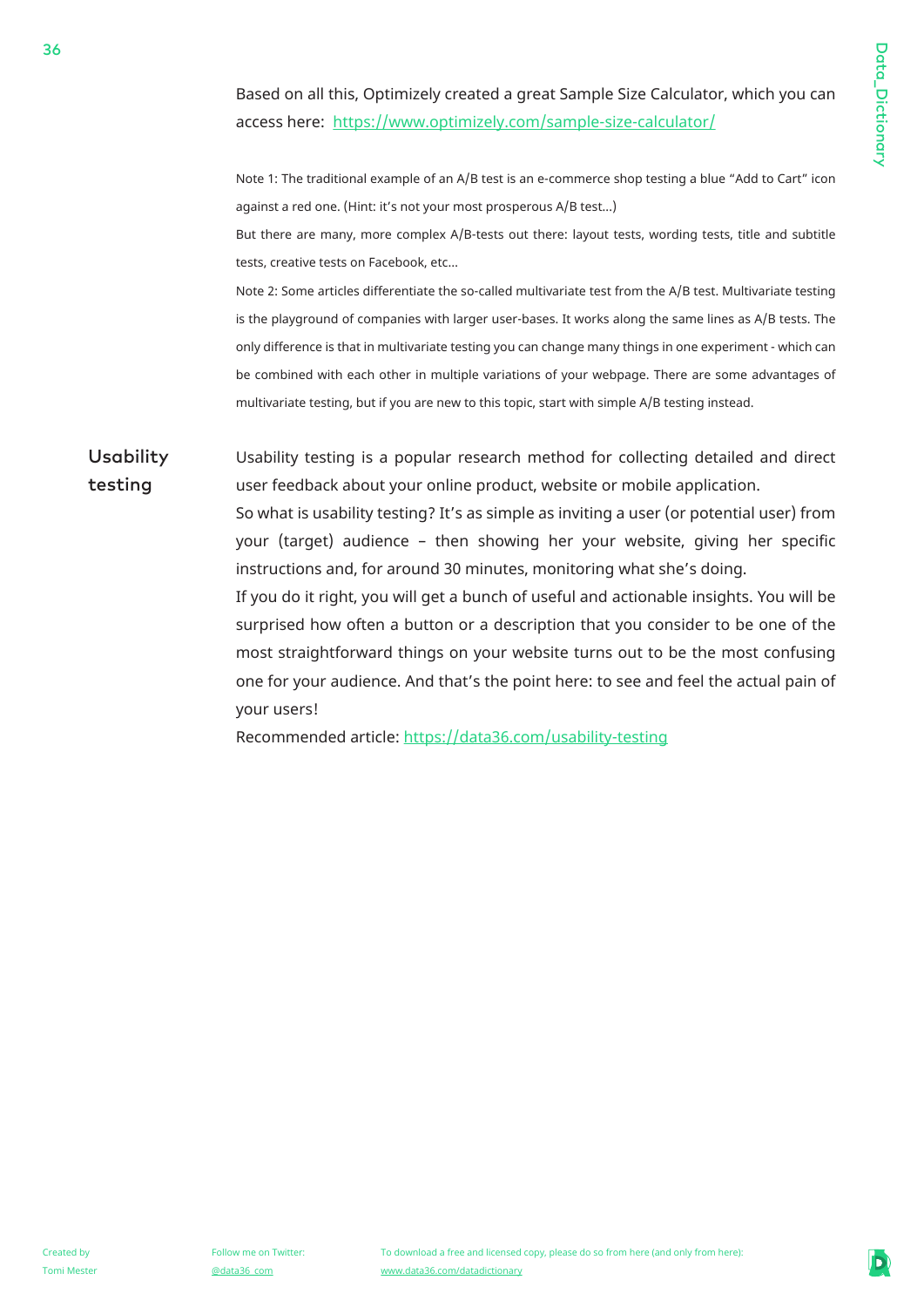Based on all this, Optimizely created a great Sample Size Calculator, which you can access here: [https://www.optimizely.com/sample-size-calculator/](https://www.optimizely.com/sample-size-calculator/)

Note 1: The traditional example of an A/B test is an e-commerce shop testing a blue "Add to Cart" icon against a red one. (Hint: it's not your most prosperous A/B test...)

But there are many, more complex A/B-tests out there: layout tests, wording tests, title and subtitle tests, creative tests on Facebook, etc...

Note 2: Some articles differentiate the so-called multivariate test from the A/B test. Multivariate testing is the playground of companies with larger user-bases. It works along the same lines as A/B tests. The only difference is that in multivariate testing you can change many things in one experiment - which can be combined with each other in multiple variations of your webpage. There are some advantages of multivariate testing, but if you are new to this topic, start with simple A/B testing instead.

## Usability testing

Usability testing is a popular research method for collecting detailed and direct user feedback about your online product, website or mobile application.

So what is usability testing? It's as simple as inviting a user (or potential user) from your (target) audience – then showing her your website, giving her specific instructions and, for around 30 minutes, monitoring what she's doing.

If you do it right, you will get a bunch of useful and actionable insights. You will be surprised how often a button or a description that you consider to be one of the most straightforward things on your website turns out to be the most confusing one for your audience. And that's the point here: to see and feel the actual pain of your users!

Recommended article: [https://data36.com/usability-testing](https://data36.com/usability-testing)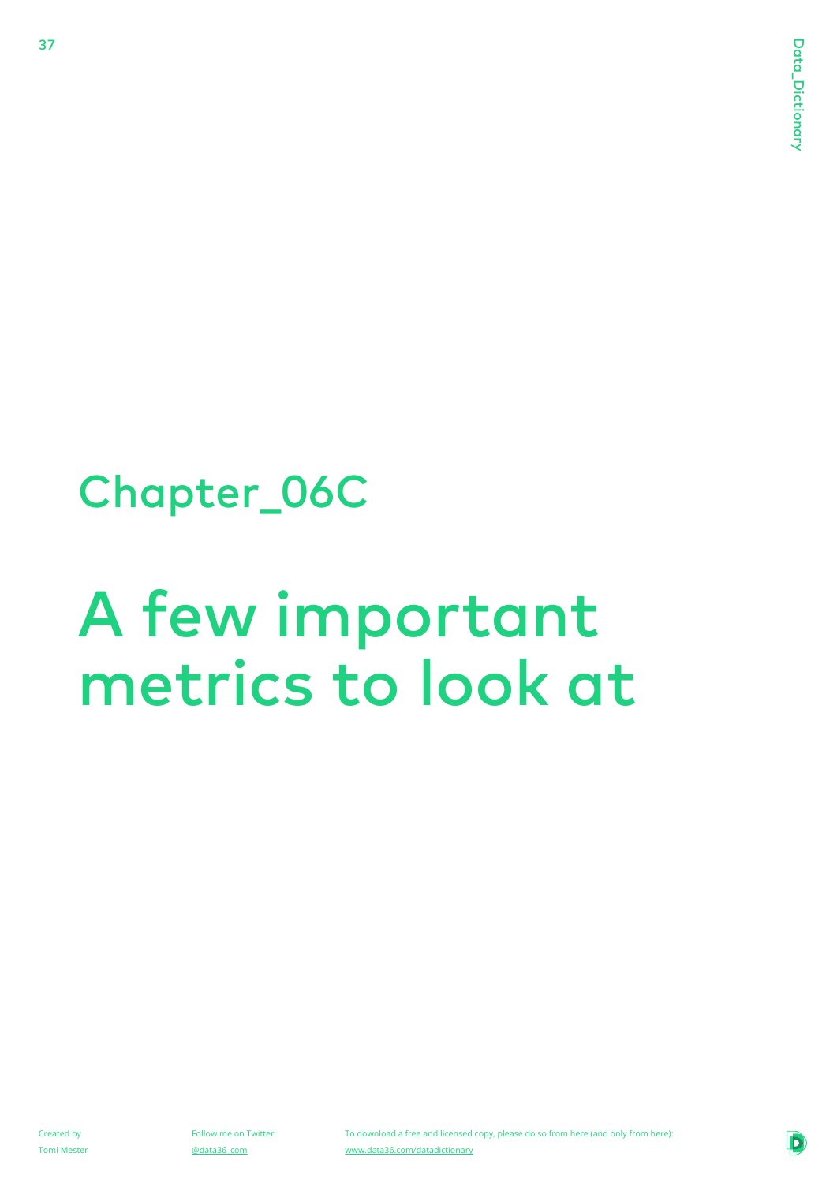## Chapter_06C

# A few important metrics to look at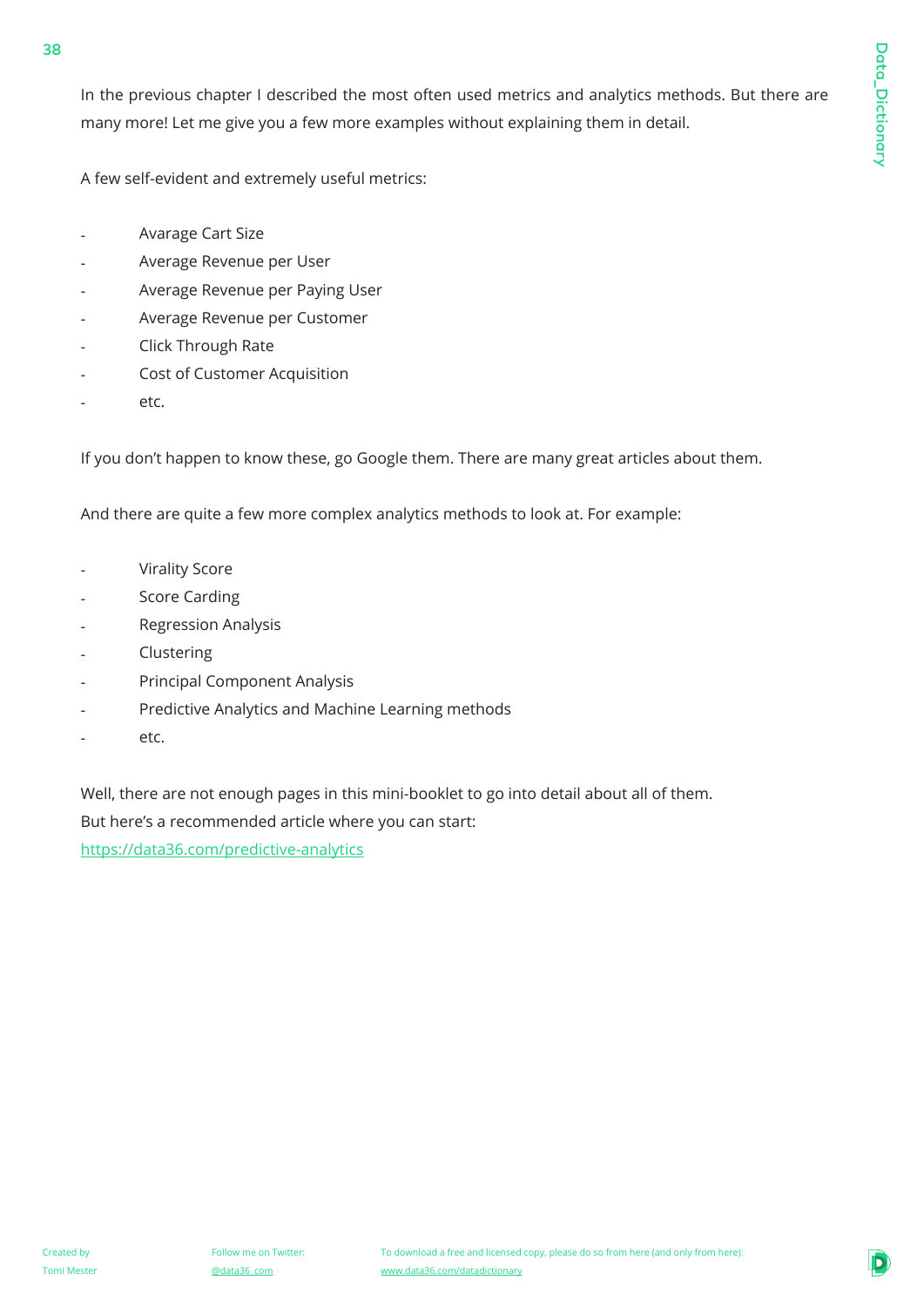In the previous chapter I described the most often used metrics and analytics methods. But there are many more! Let me give you a few more examples without explaining them in detail.

A few self-evident and extremely useful metrics:

- Avarage Cart Size
- Average Revenue per User
- Average Revenue per Paying User
- Average Revenue per Customer
- Click Through Rate
- Cost of Customer Acquisition
- etc.

If you don't happen to know these, go Google them. There are many great articles about them.

And there are quite a few more complex analytics methods to look at. For example:

- Virality Score
- Score Carding
- Regression Analysis
- Clustering
- Principal Component Analysis
- Predictive Analytics and Machine Learning methods
- etc.

Well, there are not enough pages in this mini-booklet to go into detail about all of them.
But here's a recommended article where you can start:
https://data36.com/predictive-analytics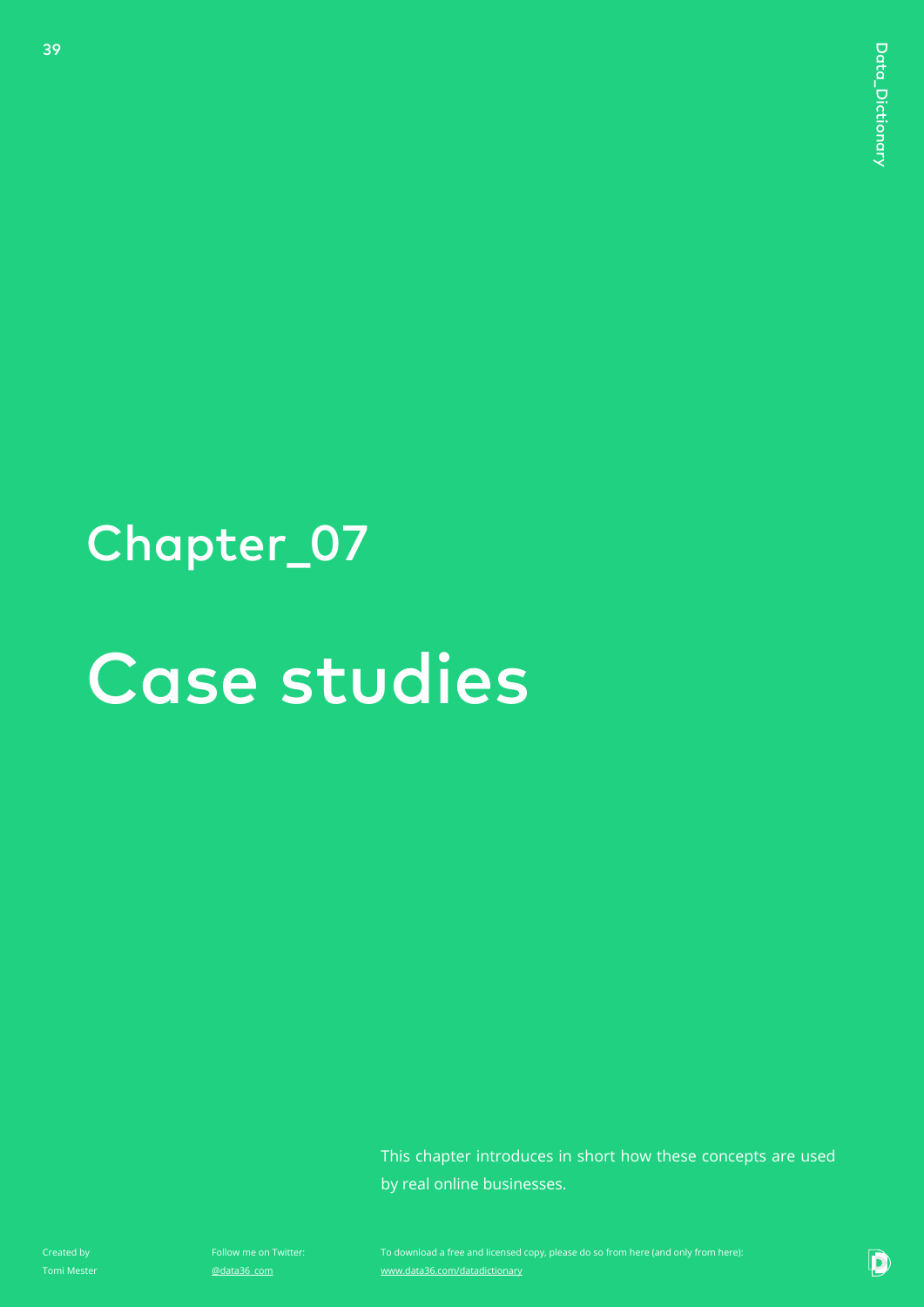# Chapter_07

# Case studies

This chapter introduces in short how these concepts are used by real online businesses.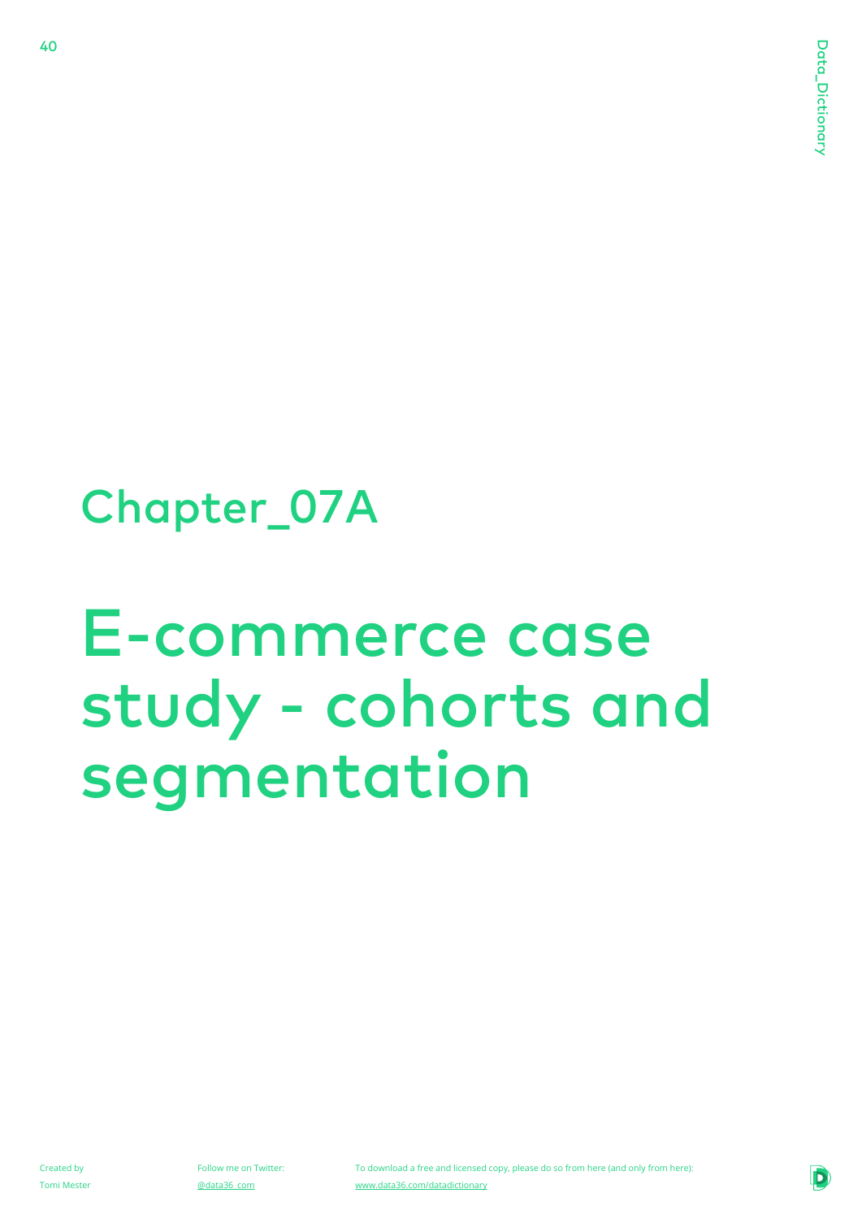## Chapter_07A

# E-commerce case study - cohorts and segmentation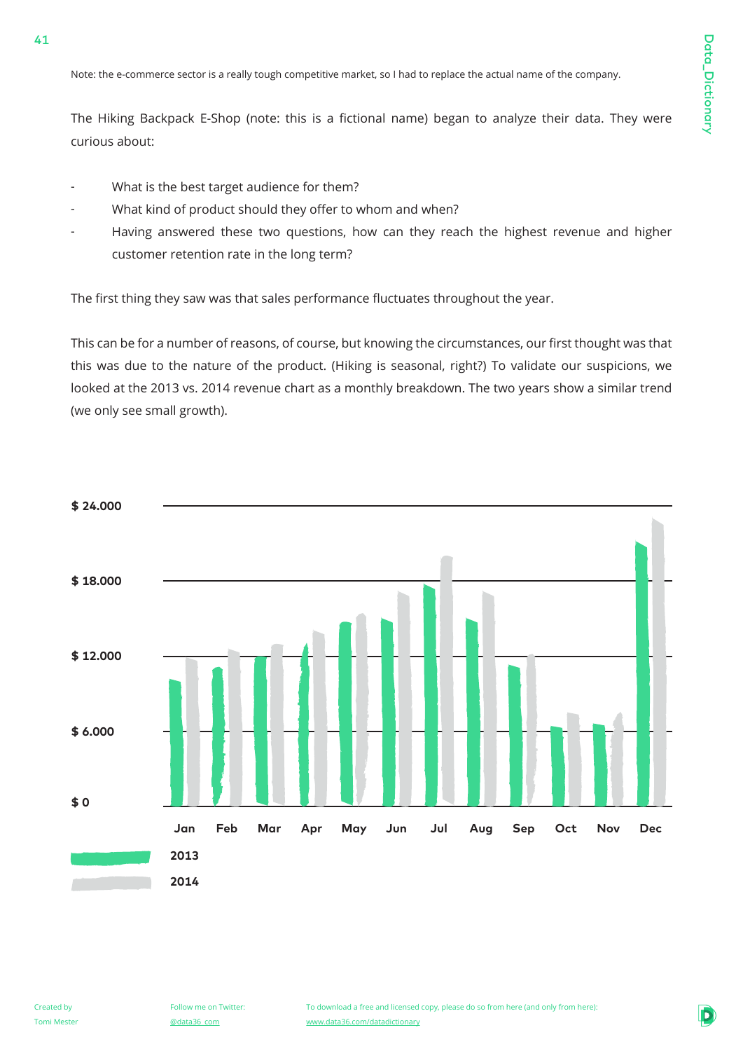Note: the e-commerce sector is a really tough competitive market, so I had to replace the actual name of the company.

The Hiking Backpack E-Shop (note: this is a fictional name) began to analyze their data. They were curious about:

- What is the best target audience for them?
- What kind of product should they offer to whom and when?
- Having answered these two questions, how can they reach the highest revenue and higher customer retention rate in the long term?

The first thing they saw was that sales performance fluctuates throughout the year.

This can be for a number of reasons, of course, but knowing the circumstances, our first thought was that this was due to the nature of the product. (Hiking is seasonal, right?) To validate our suspicions, we looked at the 2013 vs. 2014 revenue chart as a monthly breakdown. The two years show a similar trend (we only see small growth).

$ 24.000
$ 18.000
$ 12.000
$ 6.000
$ 0

Jan Feb Mar Apr May Jun Jul Aug Sep Oct Nov Dec

2013
2014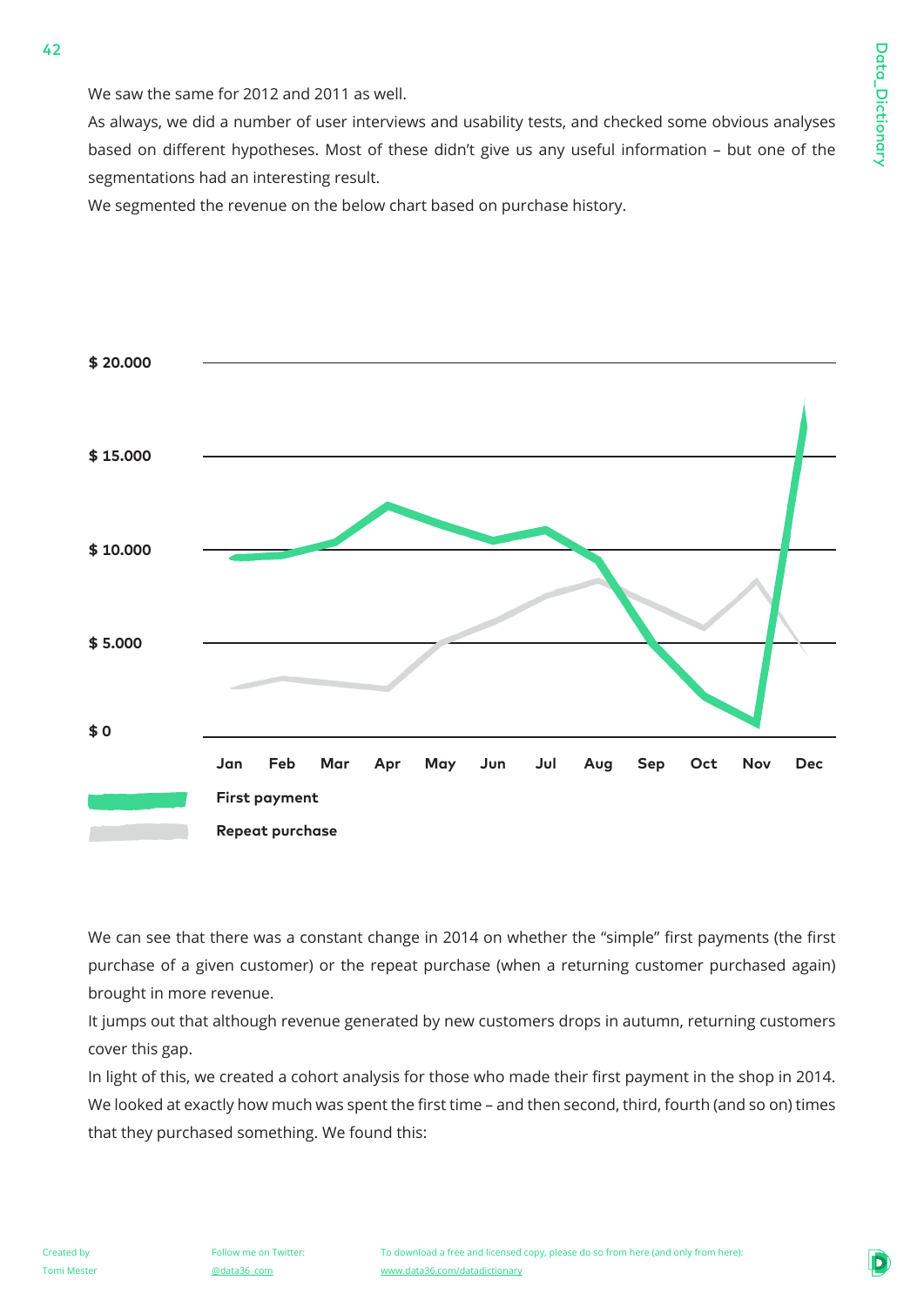We saw the same for 2012 and 2011 as well.

As always, we did a number of user interviews and usability tests, and checked some obvious analyses based on different hypotheses. Most of these didn't give us any useful information – but one of the segmentations had an interesting result.

We segmented the revenue on the below chart based on purchase history.

We can see that there was a constant change in 2014 on whether the "simple" first payments (the first purchase of a given customer) or the repeat purchase (when a returning customer purchased again) brought in more revenue.

It jumps out that although revenue generated by new customers drops in autumn, returning customers cover this gap.

In light of this, we created a cohort analysis for those who made their first payment in the shop in 2014. We looked at exactly how much was spent the first time – and then second, third, fourth (and so on) times that they purchased something. We found this: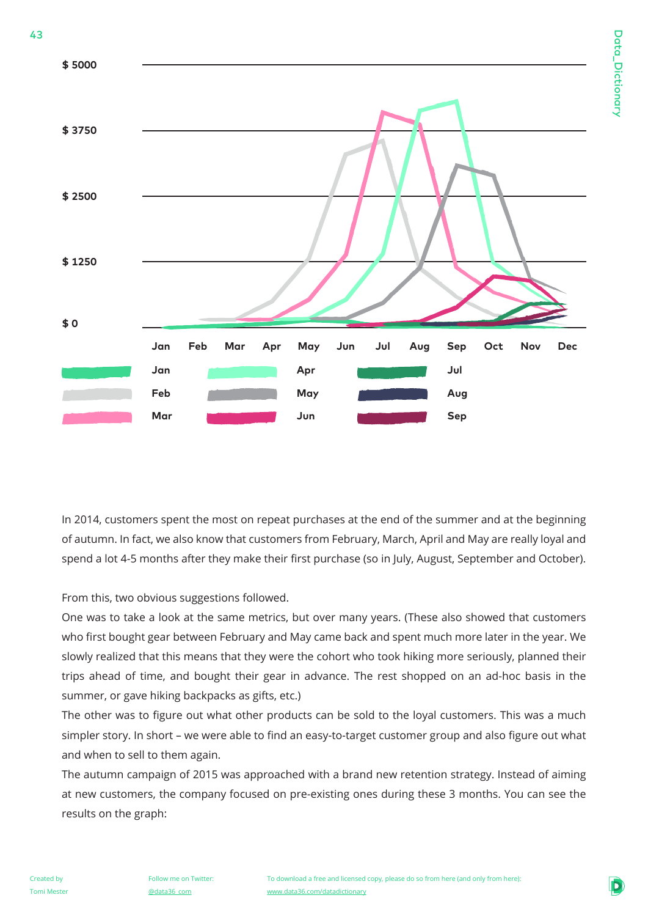In 2014, customers spent the most on repeat purchases at the end of the summer and at the beginning of autumn. In fact, we also know that customers from February, March, April and May are really loyal and spend a lot 4-5 months after they make their first purchase (so in July, August, September and October).

From this, two obvious suggestions followed.

One was to take a look at the same metrics, but over many years. (These also showed that customers who first bought gear between February and May came back and spent much more later in the year. We slowly realized that this means that they were the cohort who took hiking more seriously, planned their trips ahead of time, and bought their gear in advance. The rest shopped on an ad-hoc basis in the summer, or gave hiking backpacks as gifts, etc.)

The other was to figure out what other products can be sold to the loyal customers. This was a much simpler story. In short – we were able to find an easy-to-target customer group and also figure out what and when to sell to them again.

The autumn campaign of 2015 was approached with a brand new retention strategy. Instead of aiming at new customers, the company focused on pre-existing ones during these 3 months. You can see the results on the graph: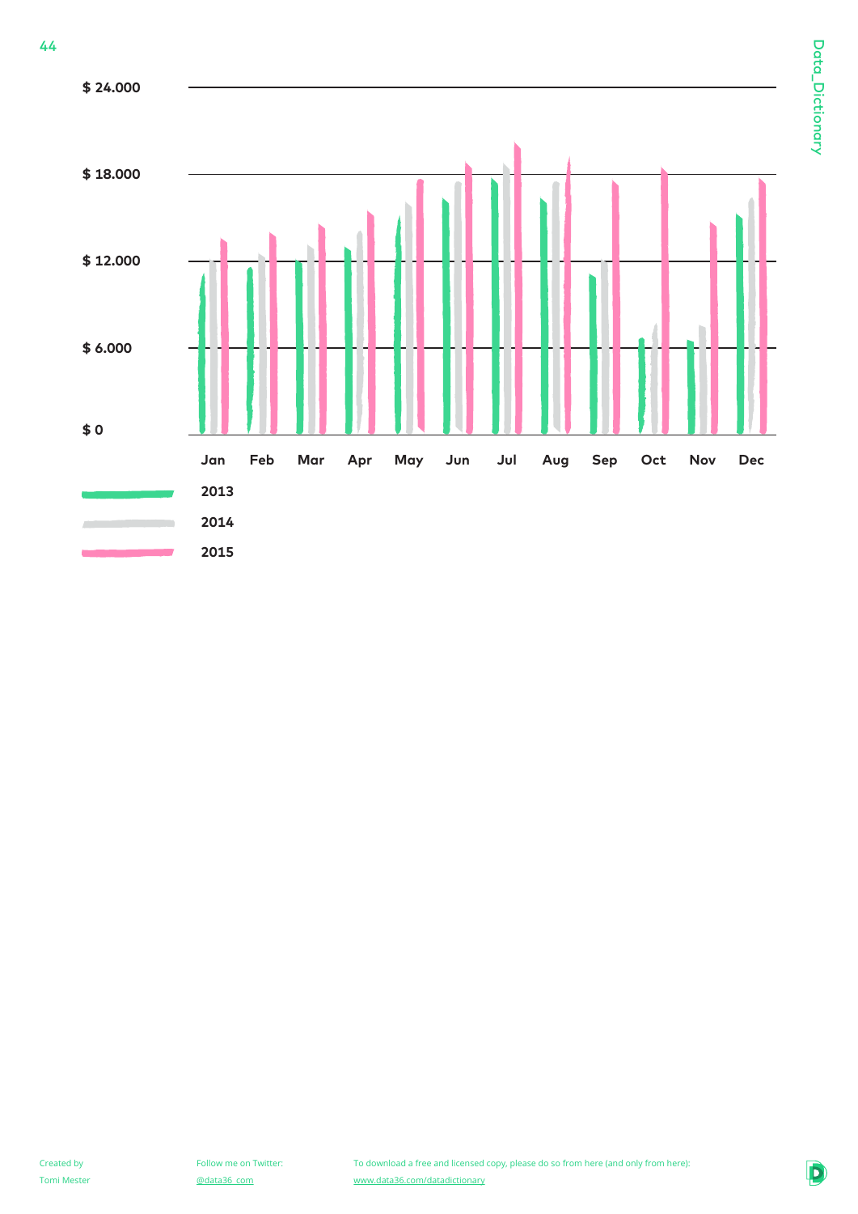$ 24.000

$ 18.000

$ 12.000

$ 6.000

$ 0

Jan Feb Mar Apr May Jun Jul Aug Sep Oct Nov Dec

2013

2014

2015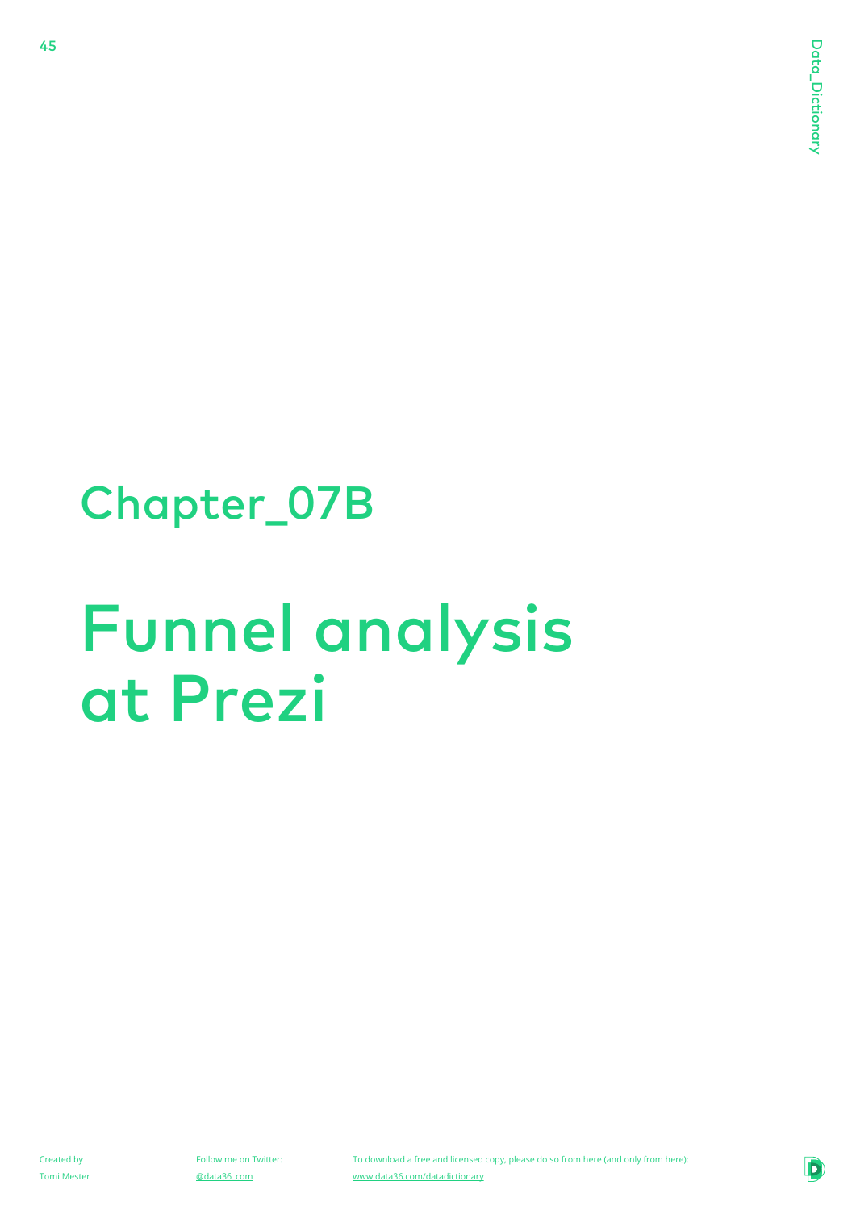## Chapter_07B

# Funnel analysis at Prezi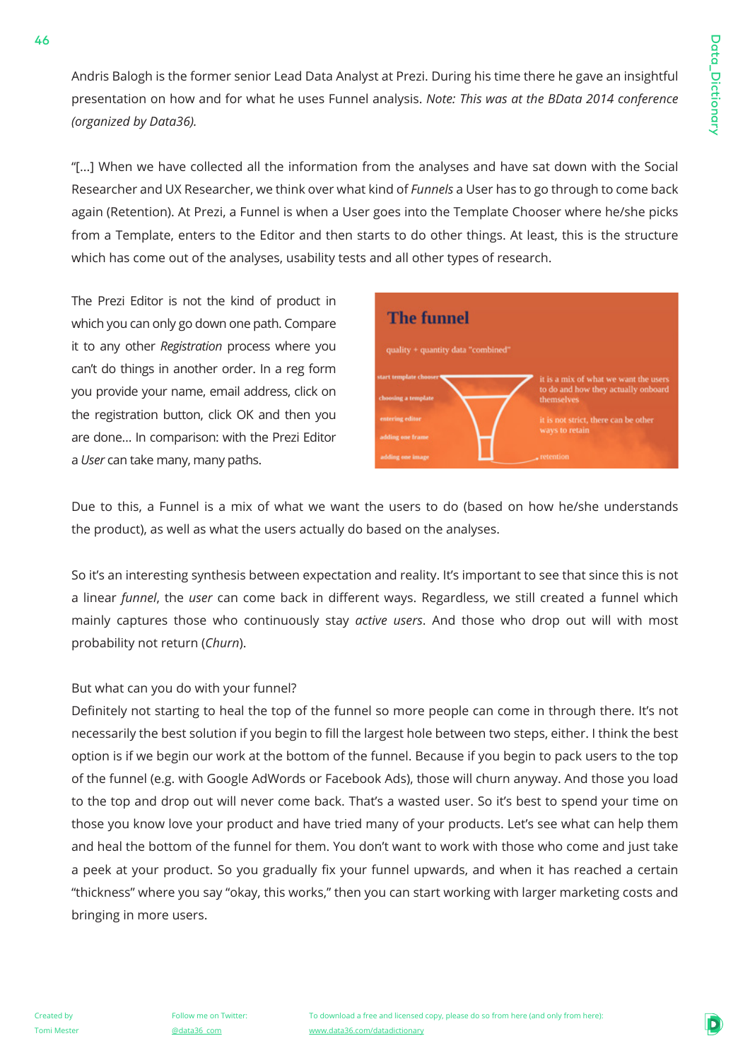Andris Balogh is the former senior Lead Data Analyst at Prezi. During his time there he gave an insightful presentation on how and for what he uses Funnel analysis. *Note: This was at the BData 2014 conference (organized by Data36).*

"[...] When we have collected all the information from the analyses and have sat down with the Social Researcher and UX Researcher, we think over what kind of *Funnels* a User has to go through to come back again (Retention). At Prezi, a Funnel is when a User goes into the Template Chooser where he/she picks from a Template, enters to the Editor and then starts to do other things. At least, this is the structure which has come out of the analyses, usability tests and all other types of research.

The Prezi Editor is not the kind of product in which you can only go down one path. Compare it to any other *Registration* process where you can't do things in another order. In a reg form you provide your name, email address, click on the registration button, click OK and then you are done... In comparison: with the Prezi Editor a *User* can take many, many paths.

Due to this, a Funnel is a mix of what we want the users to do (based on how he/she understands the product), as well as what the users actually do based on the analyses.

So it's an interesting synthesis between expectation and reality. It's important to see that since this is not a linear *funnel*, the *user* can come back in different ways. Regardless, we still created a funnel which mainly captures those who continuously stay *active users*. And those who drop out will with most probability not return (*Churn*).

But what can you do with your funnel?
Definitely not starting to heal the top of the funnel so more people can come in through there. It's not necessarily the best solution if you begin to fill the largest hole between two steps, either. I think the best option is if we begin our work at the bottom of the funnel. Because if you begin to pack users to the top of the funnel (e.g. with Google AdWords or Facebook Ads), those will churn anyway. And those you load to the top and drop out will never come back. That's a wasted user. So it's best to spend your time on those you know love your product and have tried many of your products. Let's see what can help them and heal the bottom of the funnel for them. You don't want to work with those who come and just take a peek at your product. So you gradually fix your funnel upwards, and when it has reached a certain "thickness" where you say "okay, this works," then you can start working with larger marketing costs and bringing in more users.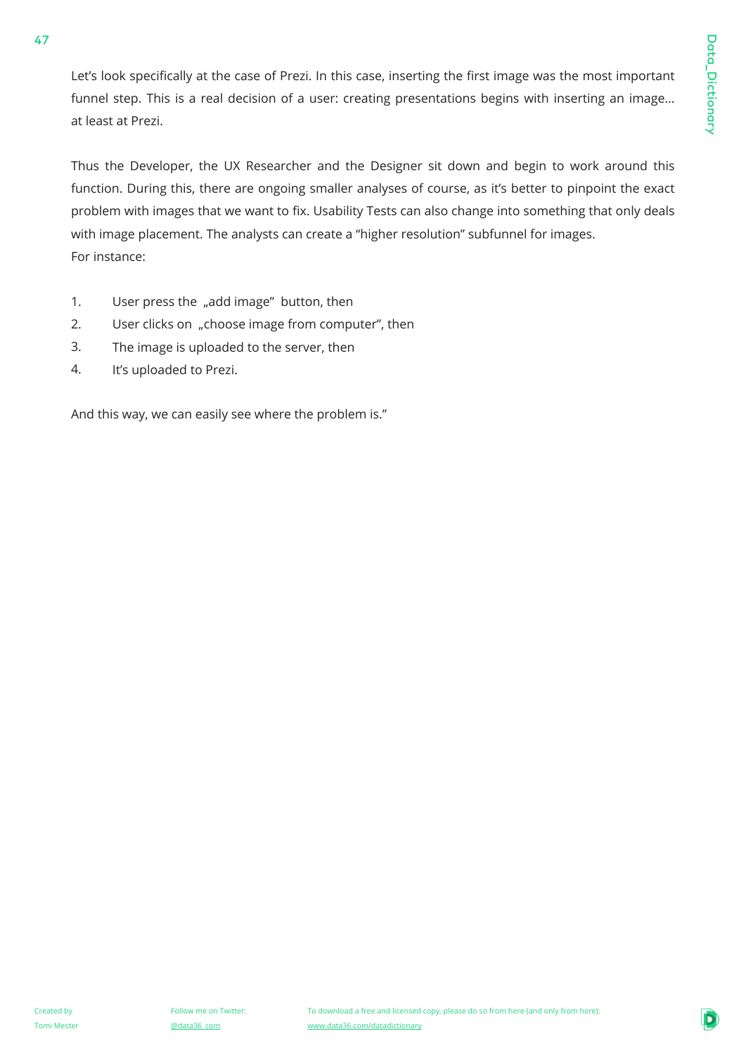Let's look specifically at the case of Prezi. In this case, inserting the first image was the most important funnel step. This is a real decision of a user: creating presentations begins with inserting an image… at least at Prezi.

Thus the Developer, the UX Researcher and the Designer sit down and begin to work around this function. During this, there are ongoing smaller analyses of course, as it's better to pinpoint the exact problem with images that we want to fix. Usability Tests can also change into something that only deals with image placement. The analysts can create a "higher resolution" subfunnel for images.
For instance:

1. User press the „add image" button, then
2. User clicks on „choose image from computer", then
3. The image is uploaded to the server, then
4. It's uploaded to Prezi.

And this way, we can easily see where the problem is."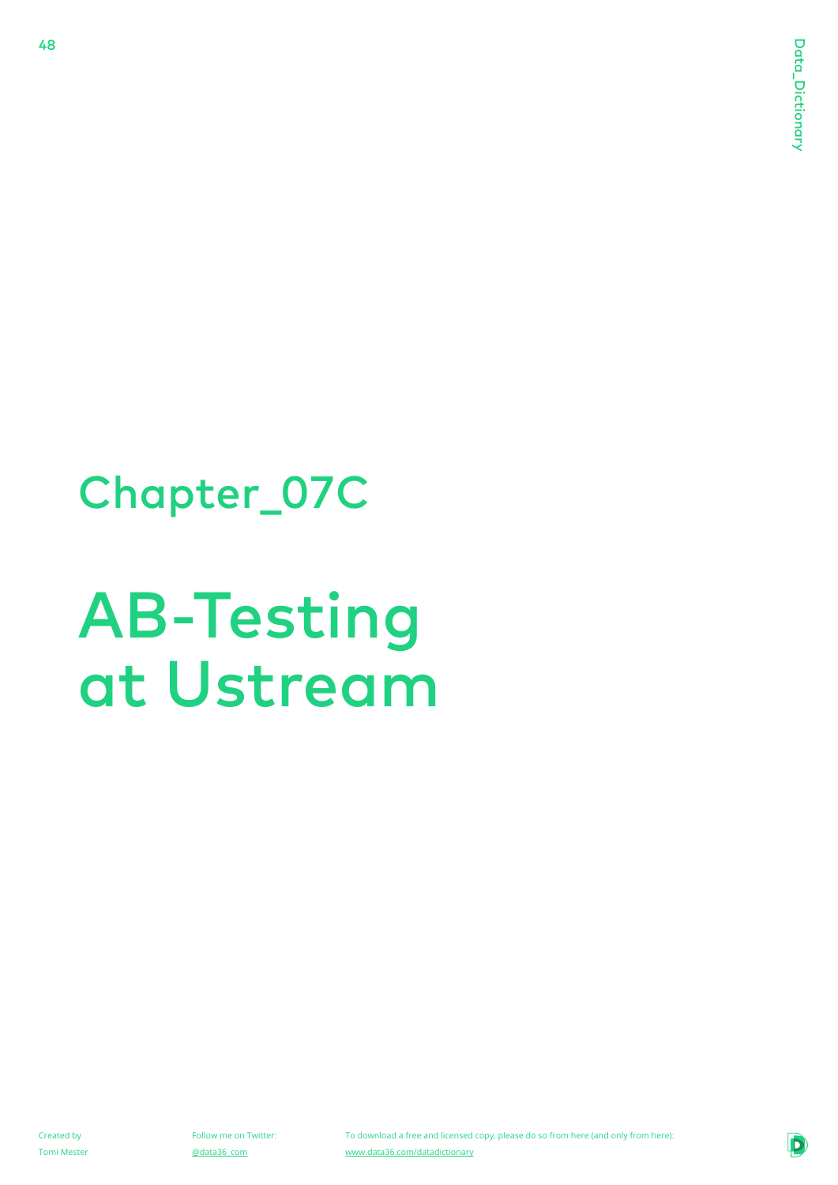## Chapter_07C

# AB-Testing at Ustream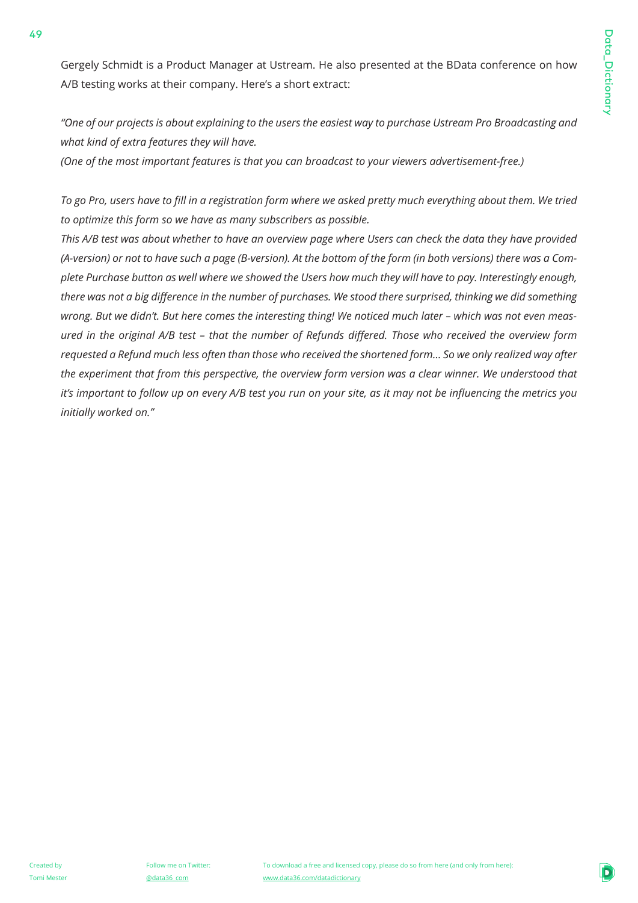Gergely Schmidt is a Product Manager at Ustream. He also presented at the BData conference on how A/B testing works at their company. Here's a short extract:

*"One of our projects is about explaining to the users the easiest way to purchase Ustream Pro Broadcasting and what kind of extra features they will have.*
*(One of the most important features is that you can broadcast to your viewers advertisement-free.)*

*To go Pro, users have to fill in a registration form where we asked pretty much everything about them. We tried to optimize this form so we have as many subscribers as possible.*
*This A/B test was about whether to have an overview page where Users can check the data they have provided (A-version) or not to have such a page (B-version). At the bottom of the form (in both versions) there was a Complete Purchase button as well where we showed the Users how much they will have to pay. Interestingly enough, there was not a big difference in the number of purchases. We stood there surprised, thinking we did something wrong. But we didn't. But here comes the interesting thing! We noticed much later – which was not even measured in the original A/B test – that the number of Refunds differed. Those who received the overview form requested a Refund much less often than those who received the shortened form... So we only realized way after the experiment that from this perspective, the overview form version was a clear winner. We understood that it's important to follow up on every A/B test you run on your site, as it may not be influencing the metrics you initially worked on."*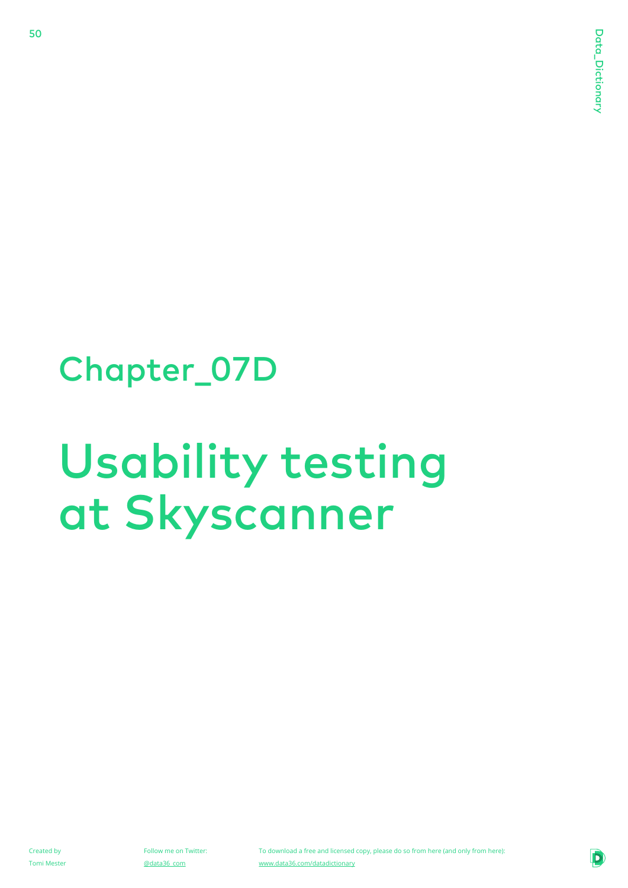# Chapter_07D

# Usability testing at Skyscanner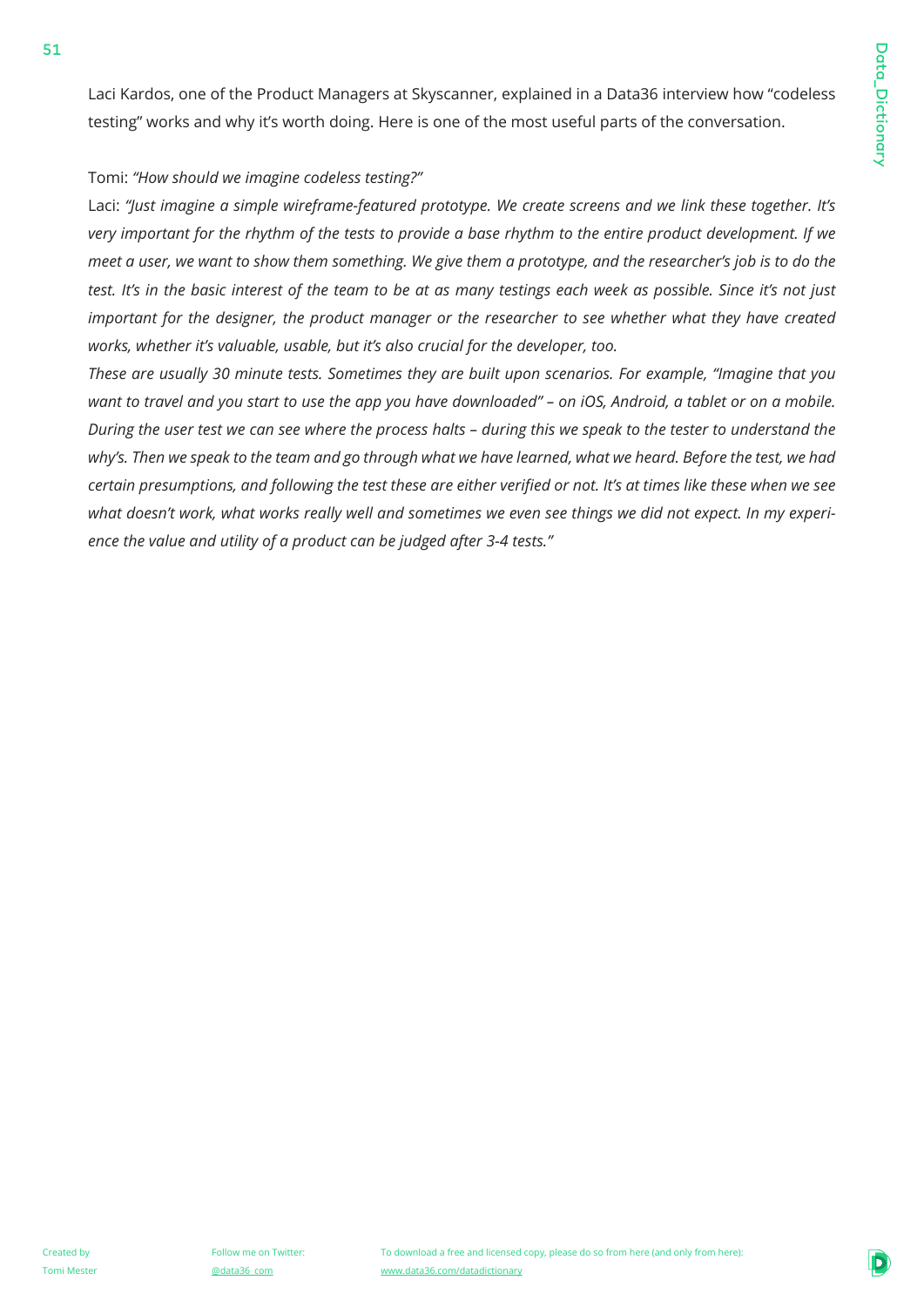Laci Kardos, one of the Product Managers at Skyscanner, explained in a Data36 interview how "codeless testing" works and why it's worth doing. Here is one of the most useful parts of the conversation.

Tomi: *"How should we imagine codeless testing?"*

Laci: *"Just imagine a simple wireframe-featured prototype. We create screens and we link these together. It's very important for the rhythm of the tests to provide a base rhythm to the entire product development. If we meet a user, we want to show them something. We give them a prototype, and the researcher's job is to do the test. It's in the basic interest of the team to be at as many testings each week as possible. Since it's not just important for the designer, the product manager or the researcher to see whether what they have created works, whether it's valuable, usable, but it's also crucial for the developer, too.*

*These are usually 30 minute tests. Sometimes they are built upon scenarios. For example, "Imagine that you want to travel and you start to use the app you have downloaded" – on iOS, Android, a tablet or on a mobile. During the user test we can see where the process halts – during this we speak to the tester to understand the why's. Then we speak to the team and go through what we have learned, what we heard. Before the test, we had certain presumptions, and following the test these are either verified or not. It's at times like these when we see what doesn't work, what works really well and sometimes we even see things we did not expect. In my experience the value and utility of a product can be judged after 3-4 tests."*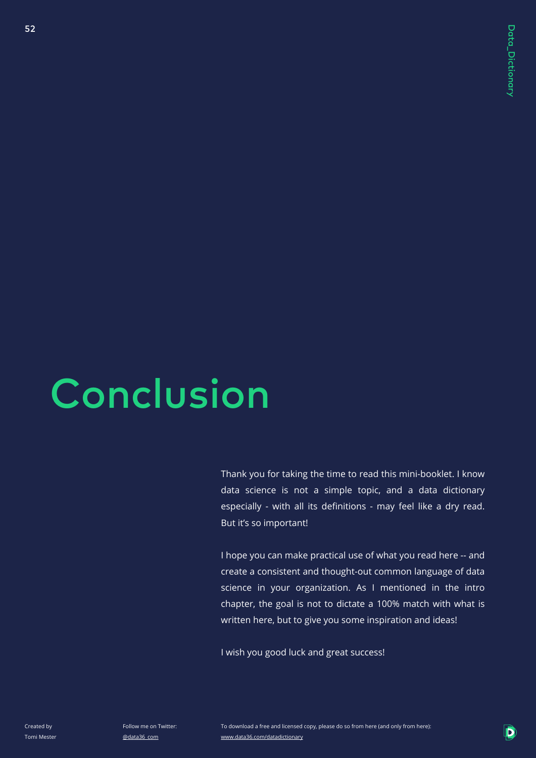# Conclusion

Thank you for taking the time to read this mini-booklet. I know data science is not a simple topic, and a data dictionary especially - with all its definitions - may feel like a dry read. But it's so important!

I hope you can make practical use of what you read here -- and create a consistent and thought-out common language of data science in your organization. As I mentioned in the intro chapter, the goal is not to dictate a 100% match with what is written here, but to give you some inspiration and ideas!

I wish you good luck and great success!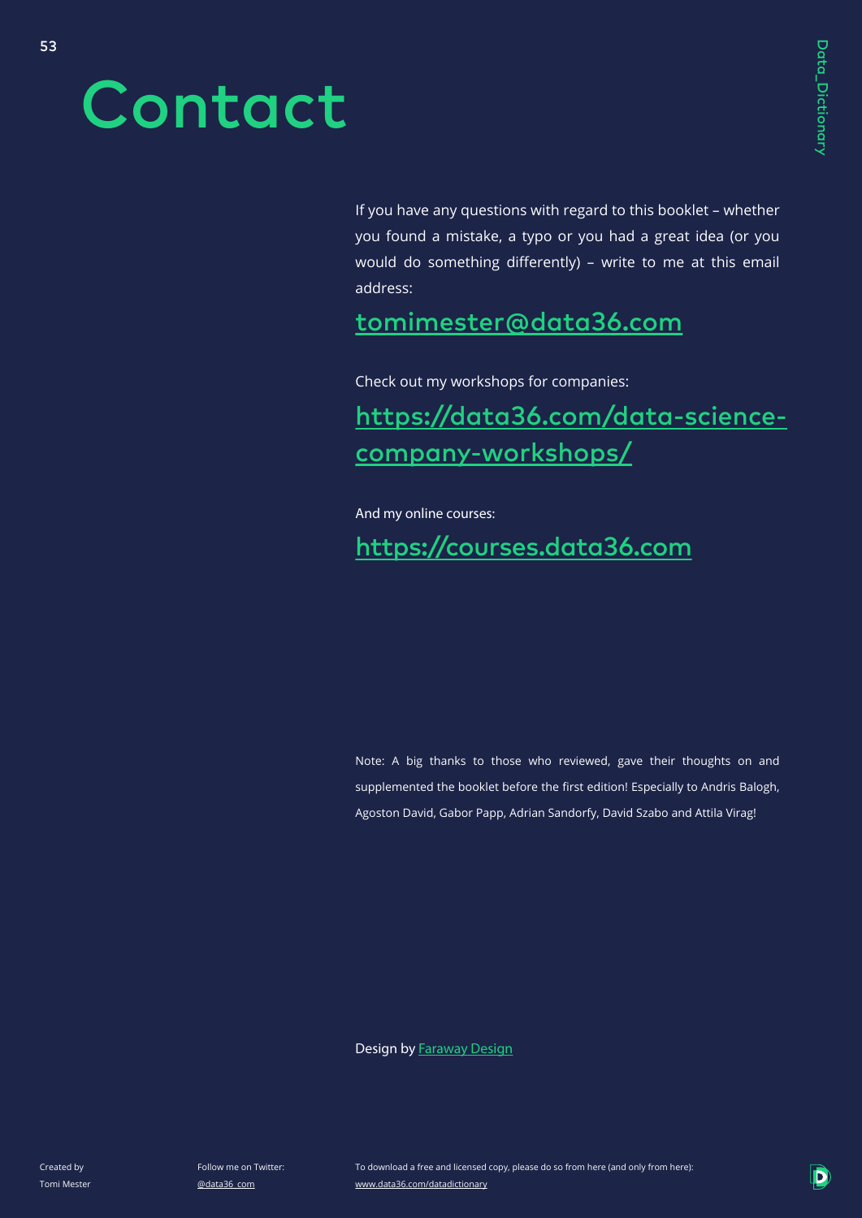# Contact

If you have any questions with regard to this booklet – whether you found a mistake, a typo or you had a great idea (or you would do something differently) – write to me at this email address:

tomimester@data36.com

Check out my workshops for companies:

https://data36.com/data-science-company-workshops/

And my online courses:

https://courses.data36.com

Note: A big thanks to those who reviewed, gave their thoughts on and supplemented the booklet before the first edition! Especially to Andris Balogh, Agoston David, Gabor Papp, Adrian Sandorfy, David Szabo and Attila Virag!

Design by Faraway Design